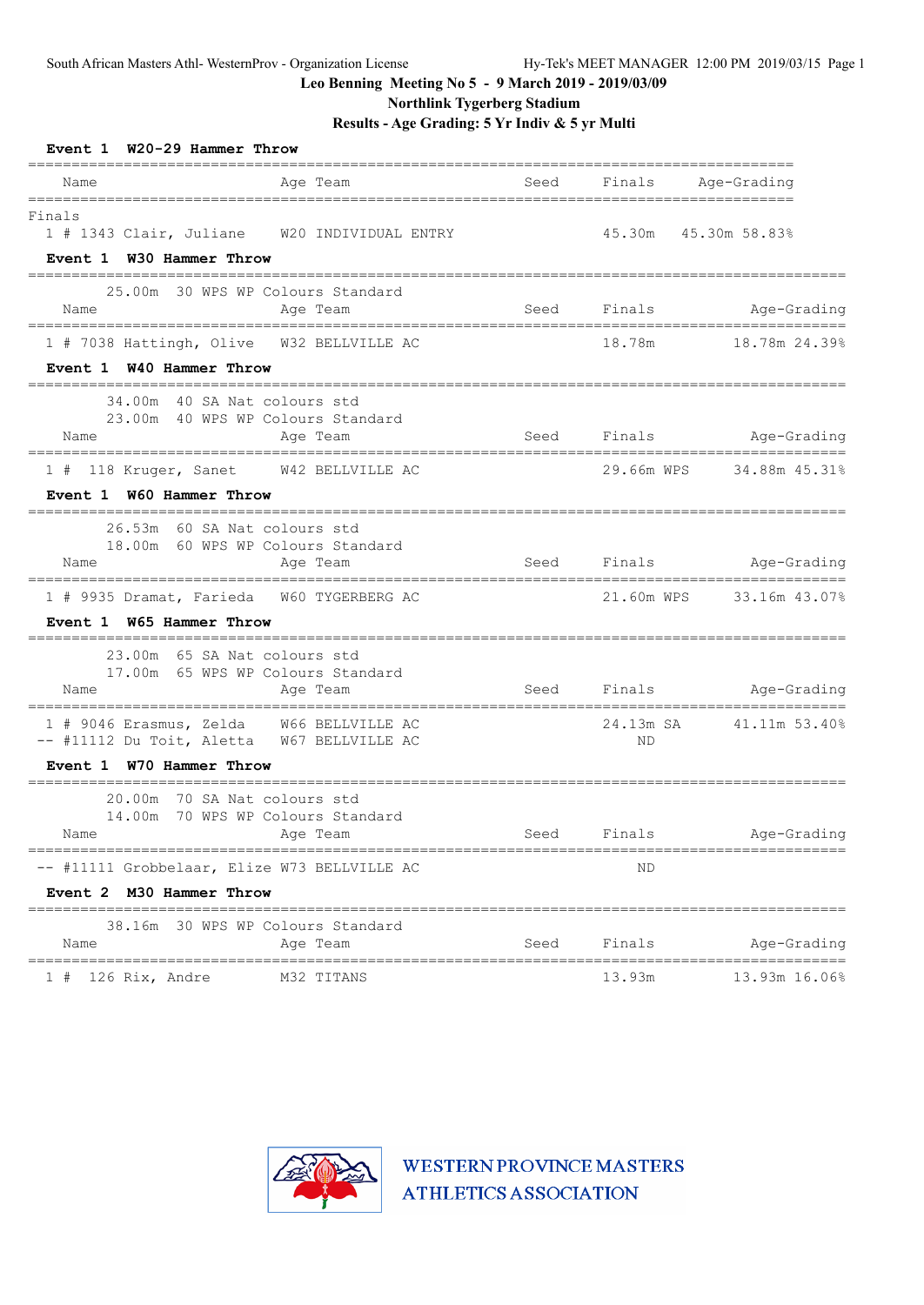South African Masters Athl- WesternProv - Organization License

Hy-Tek's MEET MANAGER 12:00 PM 2019/03/15

**Leo Benning Meeting No 5 - 9 March 2019 - 2019/03/09**

**Northlink Tygerberg Stadium**

**Results - Age Grading: 5 Yr Indiv & 5 yr Multi**

### Event 1 W20-29 Hammer Throw

Finals

| Place | Name | Age | Team | Seed | Finals | Age-Grading |
|---|---|---|---|---|---|---|
| 1 | # 1343 Clair, Juliane | W20 | INDIVIDUAL ENTRY | | 45.30m | 45.30m 58.83% |

### Event 1 W30 Hammer Throw

25.00m 30 WPS WP Colours Standard

| Place | Name | Age | Team | Seed | Finals | Age-Grading |
|---|---|---|---|---|---|---|
| 1 | # 7038 Hattingh, Olive | W32 | BELLVILLE AC | | 18.78m | 18.78m 24.39% |

### Event 1 W40 Hammer Throw

34.00m 40 SA Nat colours std
23.00m 40 WPS WP Colours Standard

| Place | Name | Age | Team | Seed | Finals | Age-Grading |
|---|---|---|---|---|---|---|
| 1 | # 118 Kruger, Sanet | W42 | BELLVILLE AC | | 29.66m WPS | 34.88m 45.31% |

### Event 1 W60 Hammer Throw

26.53m 60 SA Nat colours std
18.00m 60 WPS WP Colours Standard

| Place | Name | Age | Team | Seed | Finals | Age-Grading |
|---|---|---|---|---|---|---|
| 1 | # 9935 Dramat, Farieda | W60 | TYGERBERG AC | | 21.60m WPS | 33.16m 43.07% |

### Event 1 W65 Hammer Throw

23.00m 65 SA Nat colours std
17.00m 65 WPS WP Colours Standard

| Place | Name | Age | Team | Seed | Finals | Age-Grading |
|---|---|---|---|---|---|---|
| 1 | # 9046 Erasmus, Zelda | W66 | BELLVILLE AC | | 24.13m SA | 41.11m 53.40% |
| -- | #11112 Du Toit, Aletta | W67 | BELLVILLE AC | | ND | |

### Event 1 W70 Hammer Throw

20.00m 70 SA Nat colours std
14.00m 70 WPS WP Colours Standard

| Place | Name | Age | Team | Seed | Finals | Age-Grading |
|---|---|---|---|---|---|---|
| -- | #11111 Grobbelaar, Elize | W73 | BELLVILLE AC | | ND | |

### Event 2 M30 Hammer Throw

38.16m 30 WPS WP Colours Standard

| Place | Name | Age | Team | Seed | Finals | Age-Grading |
|---|---|---|---|---|---|---|
| 1 | # 126 Rix, Andre | M32 | TITANS | | 13.93m | 13.93m 16.06% |

WESTERN PROVINCE MASTERS ATHLETICS ASSOCIATION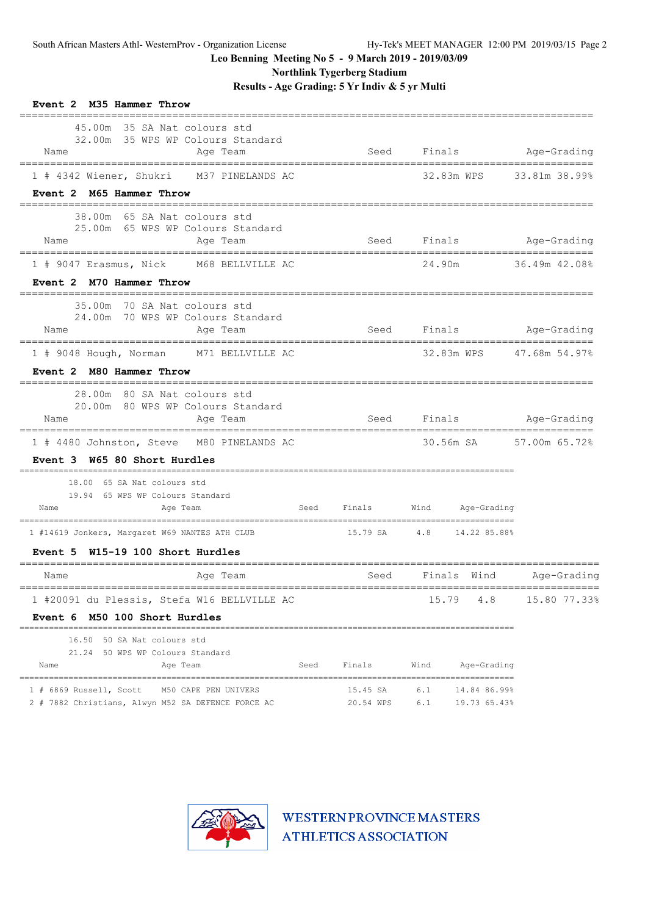Leo Benning Meeting No 5 - 9 March 2019 - 2019/03/09
Northlink Tygerberg Stadium
Results - Age Grading: 5 Yr Indiv & 5 yr Multi

### Event 2 M35 Hammer Throw

45.00m 35 SA Nat colours std
32.00m 35 WPS WP Colours Standard

| Place | Name | Age | Team | Seed | Finals | Age-Grading |
|---|---|---|---|---|---|---|
| 1 | # 4342 Wiener, Shukri | M37 | PINELANDS AC | | 32.83m WPS | 33.81m 38.99% |

### Event 2 M65 Hammer Throw

38.00m 65 SA Nat colours std
25.00m 65 WPS WP Colours Standard

| Place | Name | Age | Team | Seed | Finals | Age-Grading |
|---|---|---|---|---|---|---|
| 1 | # 9047 Erasmus, Nick | M68 | BELLVILLE AC | | 24.90m | 36.49m 42.08% |

### Event 2 M70 Hammer Throw

35.00m 70 SA Nat colours std
24.00m 70 WPS WP Colours Standard

| Place | Name | Age | Team | Seed | Finals | Age-Grading |
|---|---|---|---|---|---|---|
| 1 | # 9048 Hough, Norman | M71 | BELLVILLE AC | | 32.83m WPS | 47.68m 54.97% |

### Event 2 M80 Hammer Throw

28.00m 80 SA Nat colours std
20.00m 80 WPS WP Colours Standard

| Place | Name | Age | Team | Seed | Finals | Age-Grading |
|---|---|---|---|---|---|---|
| 1 | # 4480 Johnston, Steve | M80 | PINELANDS AC | | 30.56m SA | 57.00m 65.72% |

### Event 3 W65 80 Short Hurdles

18.00 65 SA Nat colours std
19.94 65 WPS WP Colours Standard

| Place | Name | Age | Team | Seed | Finals | Wind | Age-Grading |
|---|---|---|---|---|---|---|---|
| 1 | #14619 Jonkers, Margaret | W69 | NANTES ATH CLUB | | 15.79 SA | 4.8 | 14.22 85.88% |

### Event 5 W15-19 100 Short Hurdles

| Place | Name | Age | Team | Seed | Finals | Wind | Age-Grading |
|---|---|---|---|---|---|---|---|
| 1 | #20091 du Plessis, Stefa | W16 | BELLVILLE AC | | 15.79 | 4.8 | 15.80 77.33% |

### Event 6 M50 100 Short Hurdles

16.50 50 SA Nat colours std
21.24 50 WPS WP Colours Standard

| Place | Name | Age | Team | Seed | Finals | Wind | Age-Grading |
|---|---|---|---|---|---|---|---|
| 1 | # 6869 Russell, Scott | M50 | CAPE PEN UNIVERS | | 15.45 SA | 6.1 | 14.84 86.99% |
| 2 | # 7882 Christians, Alwyn | M52 | SA DEFENCE FORCE AC | | 20.54 WPS | 6.1 | 19.73 65.43% |

WESTERN PROVINCE MASTERS ATHLETICS ASSOCIATION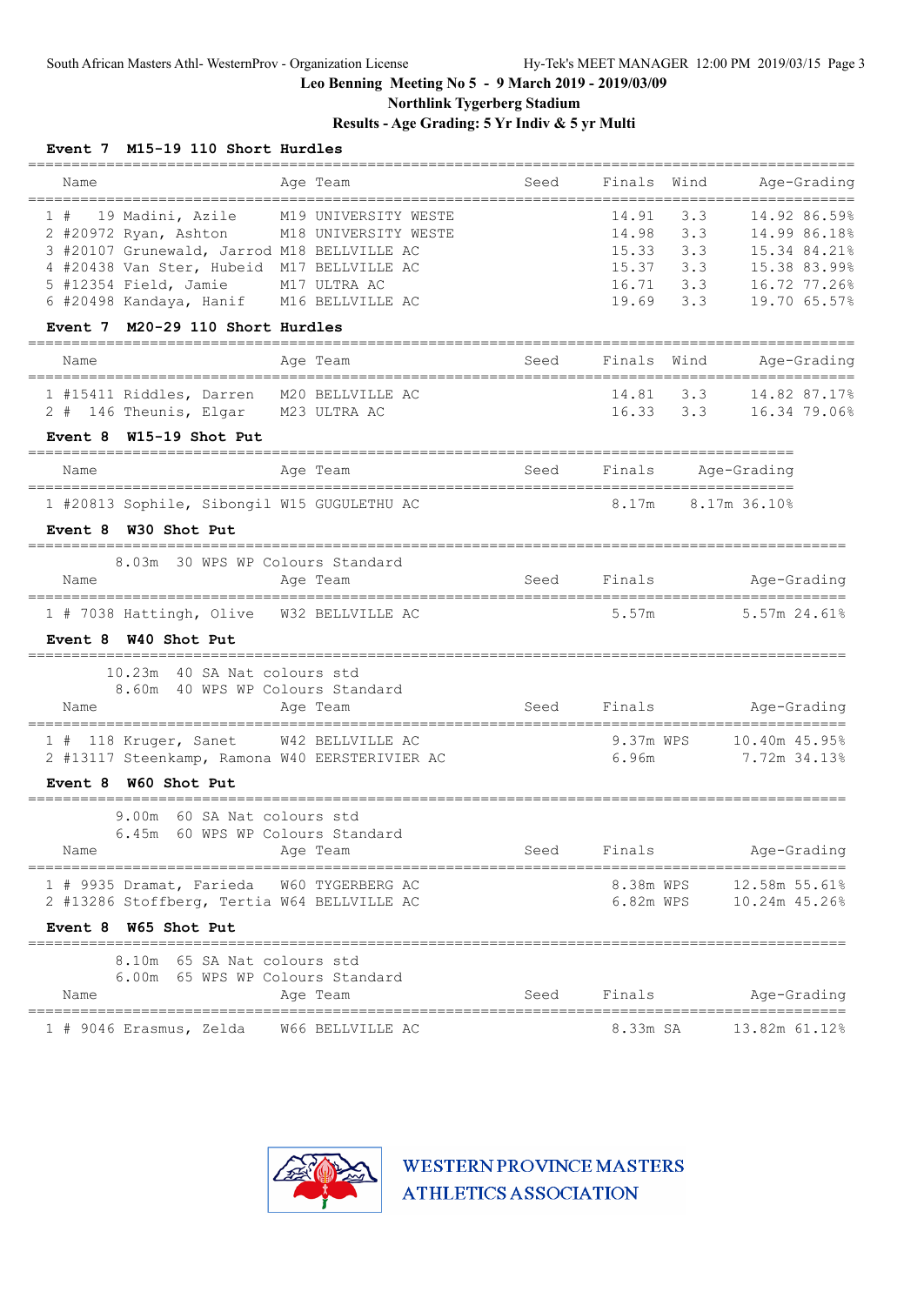Leo Benning Meeting No 5 - 9 March 2019 - 2019/03/09
Northlink Tygerberg Stadium
Results - Age Grading: 5 Yr Indiv & 5 yr Multi

### Event 7 M15-19 110 Short Hurdles

| Place | Comp # | Name | Age | Team | Seed | Finals | Wind | Age-Grading | % |
|---|---|---|---|---|---|---|---|---|---|
| 1 | # 19 | Madini, Azile | M19 | UNIVERSITY WESTE | | 14.91 | 3.3 | 14.92 | 86.59% |
| 2 | #20972 | Ryan, Ashton | M18 | UNIVERSITY WESTE | | 14.98 | 3.3 | 14.99 | 86.18% |
| 3 | #20107 | Grunewald, Jarrod | M18 | BELLVILLE AC | | 15.33 | 3.3 | 15.34 | 84.21% |
| 4 | #20438 | Van Ster, Hubeid | M17 | BELLVILLE AC | | 15.37 | 3.3 | 15.38 | 83.99% |
| 5 | #12354 | Field, Jamie | M17 | ULTRA AC | | 16.71 | 3.3 | 16.72 | 77.26% |
| 6 | #20498 | Kandaya, Hanif | M16 | BELLVILLE AC | | 19.69 | 3.3 | 19.70 | 65.57% |

### Event 7 M20-29 110 Short Hurdles

| Place | Comp # | Name | Age | Team | Seed | Finals | Wind | Age-Grading | % |
|---|---|---|---|---|---|---|---|---|---|
| 1 | #15411 | Riddles, Darren | M20 | BELLVILLE AC | | 14.81 | 3.3 | 14.82 | 87.17% |
| 2 | # 146 | Theunis, Elgar | M23 | ULTRA AC | | 16.33 | 3.3 | 16.34 | 79.06% |

### Event 8 W15-19 Shot Put

| Place | Comp # | Name | Age | Team | Seed | Finals | Age-Grading | % |
|---|---|---|---|---|---|---|---|---|
| 1 | #20813 | Sophile, Sibongil | W15 | GUGULETHU AC | | 8.17m | 8.17m | 36.10% |

### Event 8 W30 Shot Put

8.03m 30 WPS WP Colours Standard

| Place | Comp # | Name | Age | Team | Seed | Finals | Age-Grading | % |
|---|---|---|---|---|---|---|---|---|
| 1 | # 7038 | Hattingh, Olive | W32 | BELLVILLE AC | | 5.57m | 5.57m | 24.61% |

### Event 8 W40 Shot Put

10.23m 40 SA Nat colours std
8.60m 40 WPS WP Colours Standard

| Place | Comp # | Name | Age | Team | Seed | Finals | Age-Grading | % |
|---|---|---|---|---|---|---|---|---|
| 1 | # 118 | Kruger, Sanet | W42 | BELLVILLE AC | | 9.37m WPS | 10.40m | 45.95% |
| 2 | #13117 | Steenkamp, Ramona | W40 | EERSTERIVIER AC | | 6.96m | 7.72m | 34.13% |

### Event 8 W60 Shot Put

9.00m 60 SA Nat colours std
6.45m 60 WPS WP Colours Standard

| Place | Comp # | Name | Age | Team | Seed | Finals | Age-Grading | % |
|---|---|---|---|---|---|---|---|---|
| 1 | # 9935 | Dramat, Farieda | W60 | TYGERBERG AC | | 8.38m WPS | 12.58m | 55.61% |
| 2 | #13286 | Stoffberg, Tertia | W64 | BELLVILLE AC | | 6.82m WPS | 10.24m | 45.26% |

### Event 8 W65 Shot Put

8.10m 65 SA Nat colours std
6.00m 65 WPS WP Colours Standard

| Place | Comp # | Name | Age | Team | Seed | Finals | Age-Grading | % |
|---|---|---|---|---|---|---|---|---|
| 1 | # 9046 | Erasmus, Zelda | W66 | BELLVILLE AC | | 8.33m SA | 13.82m | 61.12% |

WESTERN PROVINCE MASTERS ATHLETICS ASSOCIATION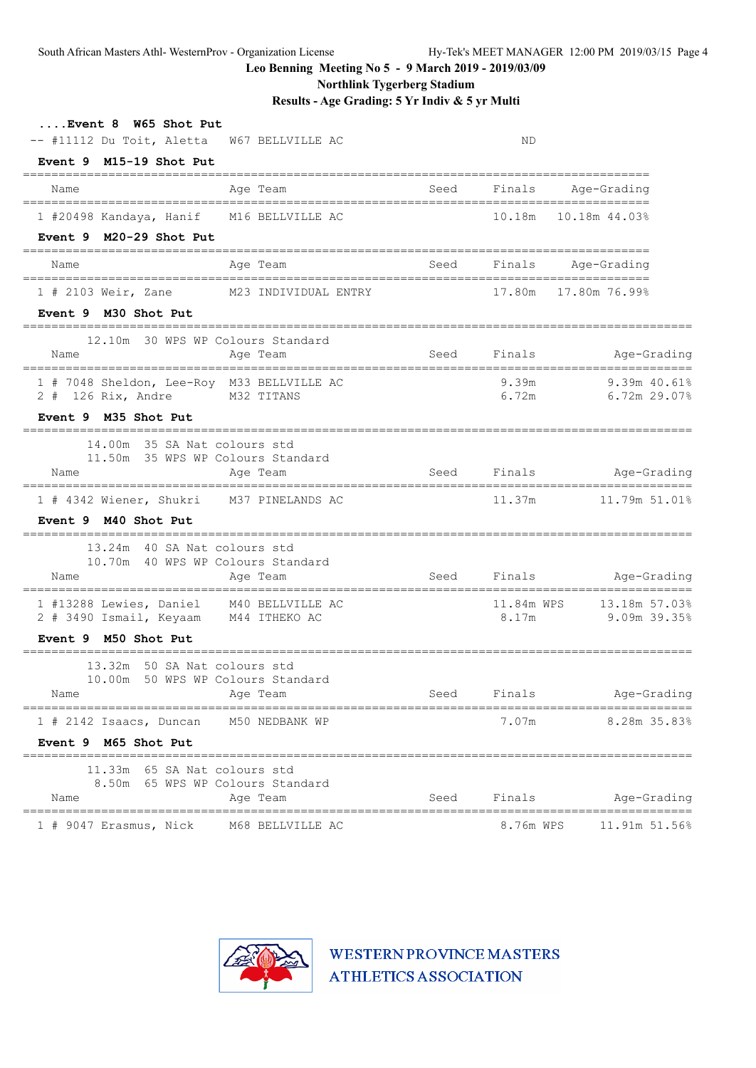Leo Benning Meeting No 5 - 9 March 2019 - 2019/03/09

Northlink Tygerberg Stadium

Results - Age Grading: 5 Yr Indiv & 5 yr Multi

**....Event 8 W65 Shot Put**

| Name | Age Team | Seed | Finals | Age-Grading |
|---|---|---|---|---|
| -- #11112 Du Toit, Aletta | W67 BELLVILLE AC | | ND | |

**Event 9 M15-19 Shot Put**

| Name | Age Team | Seed | Finals | Age-Grading |
|---|---|---|---|---|
| 1 #20498 Kandaya, Hanif | M16 BELLVILLE AC | | 10.18m | 10.18m 44.03% |

**Event 9 M20-29 Shot Put**

| Name | Age Team | Seed | Finals | Age-Grading |
|---|---|---|---|---|
| 1 # 2103 Weir, Zane | M23 INDIVIDUAL ENTRY | | 17.80m | 17.80m 76.99% |

**Event 9 M30 Shot Put**

12.10m 30 WPS WP Colours Standard

| Name | Age Team | Seed | Finals | Age-Grading |
|---|---|---|---|---|
| 1 # 7048 Sheldon, Lee-Roy | M33 BELLVILLE AC | | 9.39m | 9.39m 40.61% |
| 2 # 126 Rix, Andre | M32 TITANS | | 6.72m | 6.72m 29.07% |

**Event 9 M35 Shot Put**

14.00m 35 SA Nat colours std
11.50m 35 WPS WP Colours Standard

| Name | Age Team | Seed | Finals | Age-Grading |
|---|---|---|---|---|
| 1 # 4342 Wiener, Shukri | M37 PINELANDS AC | | 11.37m | 11.79m 51.01% |

**Event 9 M40 Shot Put**

13.24m 40 SA Nat colours std
10.70m 40 WPS WP Colours Standard

| Name | Age Team | Seed | Finals | Age-Grading |
|---|---|---|---|---|
| 1 #13288 Lewies, Daniel | M40 BELLVILLE AC | | 11.84m WPS | 13.18m 57.03% |
| 2 # 3490 Ismail, Keyaam | M44 ITHEKO AC | | 8.17m | 9.09m 39.35% |

**Event 9 M50 Shot Put**

13.32m 50 SA Nat colours std
10.00m 50 WPS WP Colours Standard

| Name | Age Team | Seed | Finals | Age-Grading |
|---|---|---|---|---|
| 1 # 2142 Isaacs, Duncan | M50 NEDBANK WP | | 7.07m | 8.28m 35.83% |

**Event 9 M65 Shot Put**

11.33m 65 SA Nat colours std
8.50m 65 WPS WP Colours Standard

| Name | Age Team | Seed | Finals | Age-Grading |
|---|---|---|---|---|
| 1 # 9047 Erasmus, Nick | M68 BELLVILLE AC | | 8.76m WPS | 11.91m 51.56% |

WESTERN PROVINCE MASTERS ATHLETICS ASSOCIATION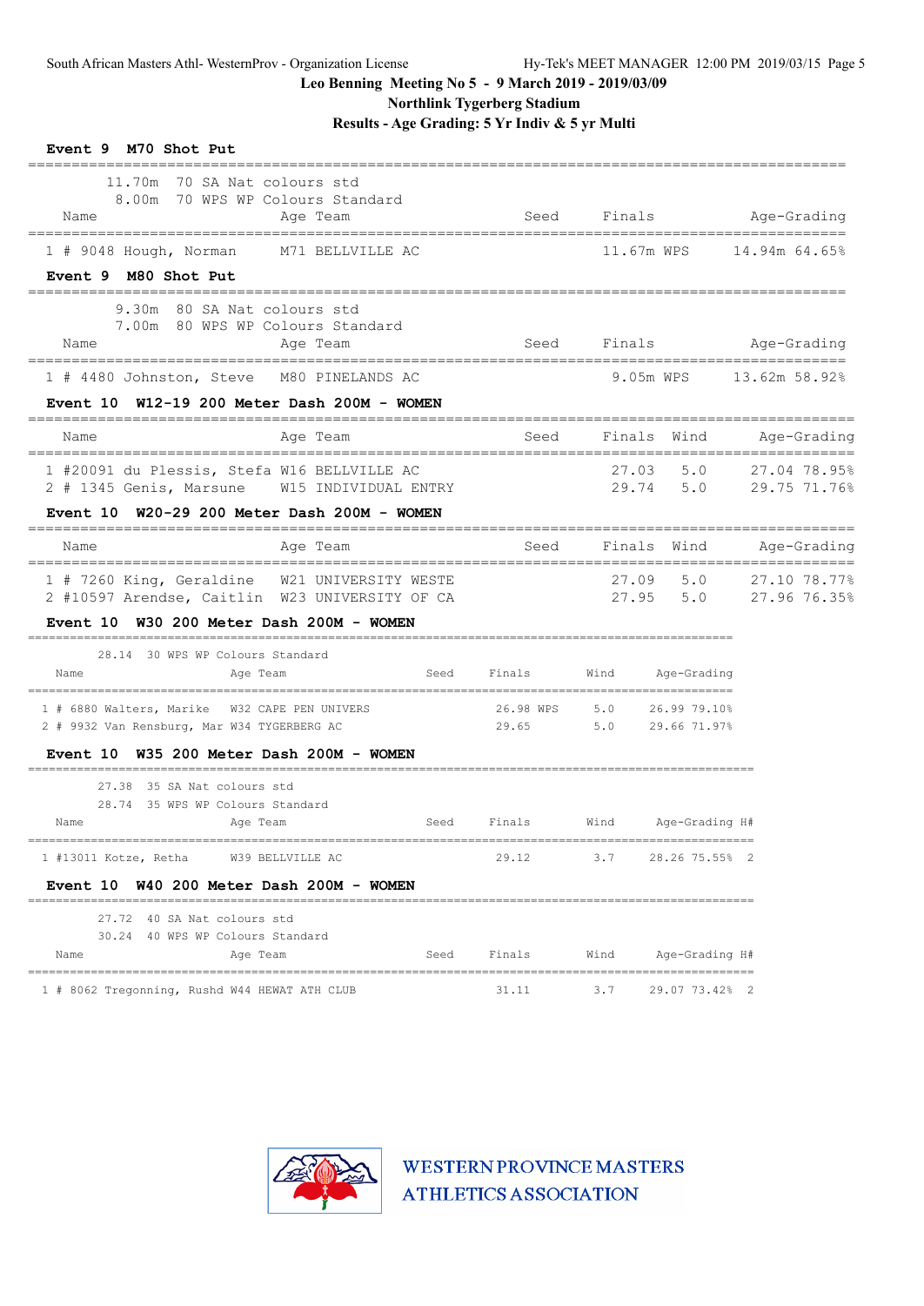Leo Benning Meeting No 5 - 9 March 2019 - 2019/03/09

Northlink Tygerberg Stadium

Results - Age Grading: 5 Yr Indiv & 5 yr Multi

### Event 9 M70 Shot Put

11.70m 70 SA Nat colours std
8.00m 70 WPS WP Colours Standard

| Place | Name | Age | Team | Seed | Finals | Age-Grading |
|---|---|---|---|---|---|---|
| 1 | # 9048 Hough, Norman | M71 | BELLVILLE AC | | 11.67m WPS | 14.94m 64.65% |

### Event 9 M80 Shot Put

9.30m 80 SA Nat colours std
7.00m 80 WPS WP Colours Standard

| Place | Name | Age | Team | Seed | Finals | Age-Grading |
|---|---|---|---|---|---|---|
| 1 | # 4480 Johnston, Steve | M80 | PINELANDS AC | | 9.05m WPS | 13.62m 58.92% |

### Event 10 W12-19 200 Meter Dash 200M - WOMEN

| Place | Name | Age | Team | Seed | Finals | Wind | Age-Grading |
|---|---|---|---|---|---|---|---|
| 1 | #20091 du Plessis, Stefa | W16 | BELLVILLE AC | | 27.03 | 5.0 | 27.04 78.95% |
| 2 | # 1345 Genis, Marsune | W15 | INDIVIDUAL ENTRY | | 29.74 | 5.0 | 29.75 71.76% |

### Event 10 W20-29 200 Meter Dash 200M - WOMEN

| Place | Name | Age | Team | Seed | Finals | Wind | Age-Grading |
|---|---|---|---|---|---|---|---|
| 1 | # 7260 King, Geraldine | W21 | UNIVERSITY WESTE | | 27.09 | 5.0 | 27.10 78.77% |
| 2 | #10597 Arendse, Caitlin | W23 | UNIVERSITY OF CA | | 27.95 | 5.0 | 27.96 76.35% |

### Event 10 W30 200 Meter Dash 200M - WOMEN

28.14 30 WPS WP Colours Standard

| Place | Name | Age | Team | Seed | Finals | Wind | Age-Grading |
|---|---|---|---|---|---|---|---|
| 1 | # 6880 Walters, Marike | W32 | CAPE PEN UNIVERS | | 26.98 WPS | 5.0 | 26.99 79.10% |
| 2 | # 9932 Van Rensburg, Mar | W34 | TYGERBERG AC | | 29.65 | 5.0 | 29.66 71.97% |

### Event 10 W35 200 Meter Dash 200M - WOMEN

27.38 35 SA Nat colours std
28.74 35 WPS WP Colours Standard

| Place | Name | Age | Team | Seed | Finals | Wind | Age-Grading | H# |
|---|---|---|---|---|---|---|---|---|
| 1 | #13011 Kotze, Retha | W39 | BELLVILLE AC | | 29.12 | 3.7 | 28.26 75.55% | 2 |

### Event 10 W40 200 Meter Dash 200M - WOMEN

27.72 40 SA Nat colours std
30.24 40 WPS WP Colours Standard

| Place | Name | Age | Team | Seed | Finals | Wind | Age-Grading | H# |
|---|---|---|---|---|---|---|---|---|
| 1 | # 8062 Tregonning, Rushd | W44 | HEWAT ATH CLUB | | 31.11 | 3.7 | 29.07 73.42% | 2 |

WESTERN PROVINCE MASTERS ATHLETICS ASSOCIATION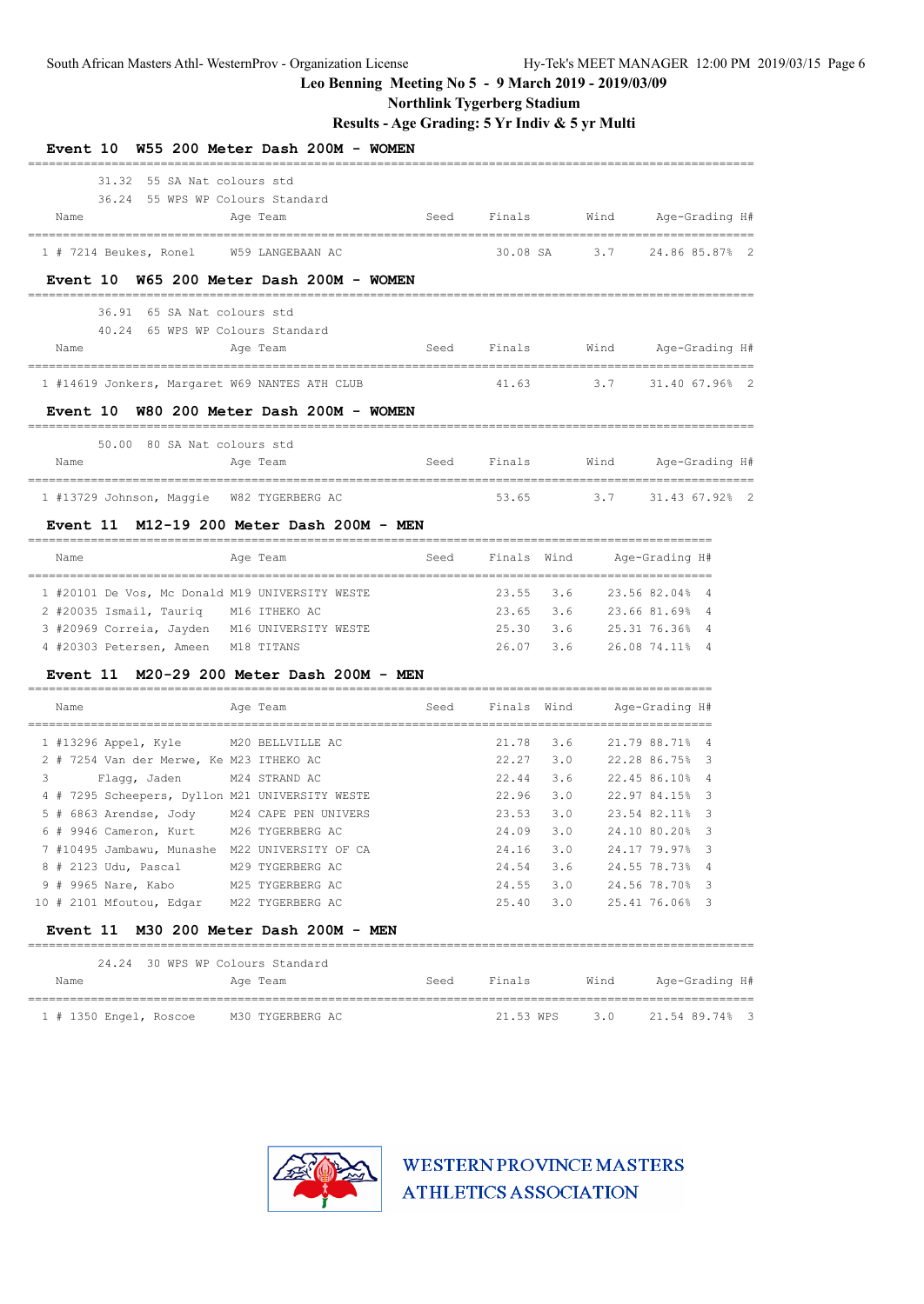South African Masters Athl- WesternProv - Organization License

Hy-Tek's MEET MANAGER 12:00 PM 2019/03/15

# Leo Benning Meeting No 5 - 9 March 2019 - 2019/03/09

## Northlink Tygerberg Stadium

## Results - Age Grading: 5 Yr Indiv & 5 yr Multi

### Event 10 W55 200 Meter Dash 200M - WOMEN

31.32 55 SA Nat colours std
36.24 55 WPS WP Colours Standard

| Place | Name | Age | Team | Seed | Finals | | Wind | Age-Grading | | H# |
|---|---|---|---|---|---|---|---|---|---|---|
| 1 | # 7214 Beukes, Ronel | W59 | LANGEBAAN AC | | 30.08 | SA | 3.7 | 24.86 | 85.87% | 2 |

### Event 10 W65 200 Meter Dash 200M - WOMEN

36.91 65 SA Nat colours std
40.24 65 WPS WP Colours Standard

| Place | Name | Age | Team | Seed | Finals | Wind | Age-Grading | | H# |
|---|---|---|---|---|---|---|---|---|---|
| 1 | #14619 Jonkers, Margaret | W69 | NANTES ATH CLUB | | 41.63 | 3.7 | 31.40 | 67.96% | 2 |

### Event 10 W80 200 Meter Dash 200M - WOMEN

50.00 80 SA Nat colours std

| Place | Name | Age | Team | Seed | Finals | Wind | Age-Grading | | H# |
|---|---|---|---|---|---|---|---|---|---|
| 1 | #13729 Johnson, Maggie | W82 | TYGERBERG AC | | 53.65 | 3.7 | 31.43 | 67.92% | 2 |

### Event 11 M12-19 200 Meter Dash 200M - MEN

| Place | Name | Age | Team | Seed | Finals | Wind | Age-Grading | | H# |
|---|---|---|---|---|---|---|---|---|---|
| 1 | #20101 De Vos, Mc Donald | M19 | UNIVERSITY WESTE | | 23.55 | 3.6 | 23.56 | 82.04% | 4 |
| 2 | #20035 Ismail, Tauriq | M16 | ITHEKO AC | | 23.65 | 3.6 | 23.66 | 81.69% | 4 |
| 3 | #20969 Correia, Jayden | M16 | UNIVERSITY WESTE | | 25.30 | 3.6 | 25.31 | 76.36% | 4 |
| 4 | #20303 Petersen, Ameen | M18 | TITANS | | 26.07 | 3.6 | 26.08 | 74.11% | 4 |

### Event 11 M20-29 200 Meter Dash 200M - MEN

| Place | Name | Age | Team | Seed | Finals | Wind | Age-Grading | | H# |
|---|---|---|---|---|---|---|---|---|---|
| 1 | #13296 Appel, Kyle | M20 | BELLVILLE AC | | 21.78 | 3.6 | 21.79 | 88.71% | 4 |
| 2 | # 7254 Van der Merwe, Ke | M23 | ITHEKO AC | | 22.27 | 3.0 | 22.28 | 86.75% | 3 |
| 3 | Flagg, Jaden | M24 | STRAND AC | | 22.44 | 3.6 | 22.45 | 86.10% | 4 |
| 4 | # 7295 Scheepers, Dyllon | M21 | UNIVERSITY WESTE | | 22.96 | 3.0 | 22.97 | 84.15% | 3 |
| 5 | # 6863 Arendse, Jody | M24 | CAPE PEN UNIVERS | | 23.53 | 3.0 | 23.54 | 82.11% | 3 |
| 6 | # 9946 Cameron, Kurt | M26 | TYGERBERG AC | | 24.09 | 3.0 | 24.10 | 80.20% | 3 |
| 7 | #10495 Jambawu, Munashe | M22 | UNIVERSITY OF CA | | 24.16 | 3.0 | 24.17 | 79.97% | 3 |
| 8 | # 2123 Udu, Pascal | M29 | TYGERBERG AC | | 24.54 | 3.6 | 24.55 | 78.73% | 4 |
| 9 | # 9965 Nare, Kabo | M25 | TYGERBERG AC | | 24.55 | 3.0 | 24.56 | 78.70% | 3 |
| 10 | # 2101 Mfoutou, Edgar | M22 | TYGERBERG AC | | 25.40 | 3.0 | 25.41 | 76.06% | 3 |

### Event 11 M30 200 Meter Dash 200M - MEN

24.24 30 WPS WP Colours Standard

| Place | Name | Age | Team | Seed | Finals | | Wind | Age-Grading | | H# |
|---|---|---|---|---|---|---|---|---|---|---|
| 1 | # 1350 Engel, Roscoe | M30 | TYGERBERG AC | | 21.53 | WPS | 3.0 | 21.54 | 89.74% | 3 |

WESTERN PROVINCE MASTERS ATHLETICS ASSOCIATION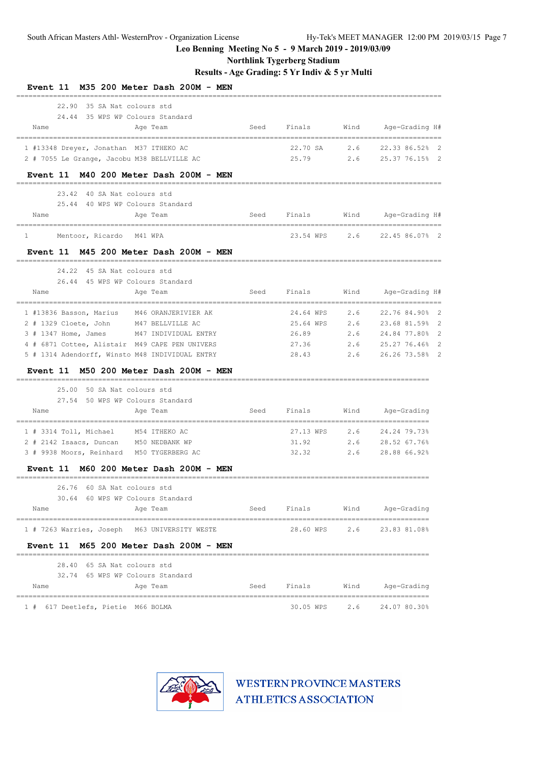Leo Benning Meeting No 5 - 9 March 2019 - 2019/03/09

Northlink Tygerberg Stadium

Results - Age Grading: 5 Yr Indiv & 5 yr Multi

## Event 11 M35 200 Meter Dash 200M - MEN

22.90 35 SA Nat colours std
24.44 35 WPS WP Colours Standard

| Place | Name | Age | Team | Seed | Finals | | Wind | Age-Grading | | H# |
|---|---|---|---|---|---|---|---|---|---|---|
| 1 | #13348 Dreyer, Jonathan | M37 | ITHEKO AC | | 22.70 | SA | 2.6 | 22.33 | 86.52% | 2 |
| 2 | # 7055 Le Grange, Jacobu | M38 | BELLVILLE AC | | 25.79 | | 2.6 | 25.37 | 76.15% | 2 |

## Event 11 M40 200 Meter Dash 200M - MEN

23.42 40 SA Nat colours std
25.44 40 WPS WP Colours Standard

| Place | Name | Age | Team | Seed | Finals | | Wind | Age-Grading | | H# |
|---|---|---|---|---|---|---|---|---|---|---|
| 1 | Mentoor, Ricardo | M41 | WPA | | 23.54 | WPS | 2.6 | 22.45 | 86.07% | 2 |

## Event 11 M45 200 Meter Dash 200M - MEN

24.22 45 SA Nat colours std
26.44 45 WPS WP Colours Standard

| Place | Name | Age | Team | Seed | Finals | | Wind | Age-Grading | | H# |
|---|---|---|---|---|---|---|---|---|---|---|
| 1 | #13836 Basson, Marius | M46 | ORANJERIVIER AK | | 24.64 | WPS | 2.6 | 22.76 | 84.90% | 2 |
| 2 | # 1329 Cloete, John | M47 | BELLVILLE AC | | 25.64 | WPS | 2.6 | 23.68 | 81.59% | 2 |
| 3 | # 1347 Home, James | M47 | INDIVIDUAL ENTRY | | 26.89 | | 2.6 | 24.84 | 77.80% | 2 |
| 4 | # 6871 Cottee, Alistair | M49 | CAPE PEN UNIVERS | | 27.36 | | 2.6 | 25.27 | 76.46% | 2 |
| 5 | # 1314 Adendorff, Winsto | M48 | INDIVIDUAL ENTRY | | 28.43 | | 2.6 | 26.26 | 73.58% | 2 |

## Event 11 M50 200 Meter Dash 200M - MEN

25.00 50 SA Nat colours std
27.54 50 WPS WP Colours Standard

| Place | Name | Age | Team | Seed | Finals | | Wind | Age-Grading | |
|---|---|---|---|---|---|---|---|---|---|
| 1 | # 3314 Toll, Michael | M54 | ITHEKO AC | | 27.13 | WPS | 2.6 | 24.24 | 79.73% |
| 2 | # 2142 Isaacs, Duncan | M50 | NEDBANK WP | | 31.92 | | 2.6 | 28.52 | 67.76% |
| 3 | # 9938 Moors, Reinhard | M50 | TYGERBERG AC | | 32.32 | | 2.6 | 28.88 | 66.92% |

## Event 11 M60 200 Meter Dash 200M - MEN

26.76 60 SA Nat colours std
30.64 60 WPS WP Colours Standard

| Place | Name | Age | Team | Seed | Finals | | Wind | Age-Grading | |
|---|---|---|---|---|---|---|---|---|---|
| 1 | # 7263 Warries, Joseph | M63 | UNIVERSITY WESTE | | 28.60 | WPS | 2.6 | 23.83 | 81.08% |

## Event 11 M65 200 Meter Dash 200M - MEN

28.40 65 SA Nat colours std
32.74 65 WPS WP Colours Standard

| Place | Name | Age | Team | Seed | Finals | | Wind | Age-Grading | |
|---|---|---|---|---|---|---|---|---|---|
| 1 | # 617 Deetlefs, Pietie | M66 | BOLMA | | 30.05 | WPS | 2.6 | 24.07 | 80.30% |

WESTERN PROVINCE MASTERS ATHLETICS ASSOCIATION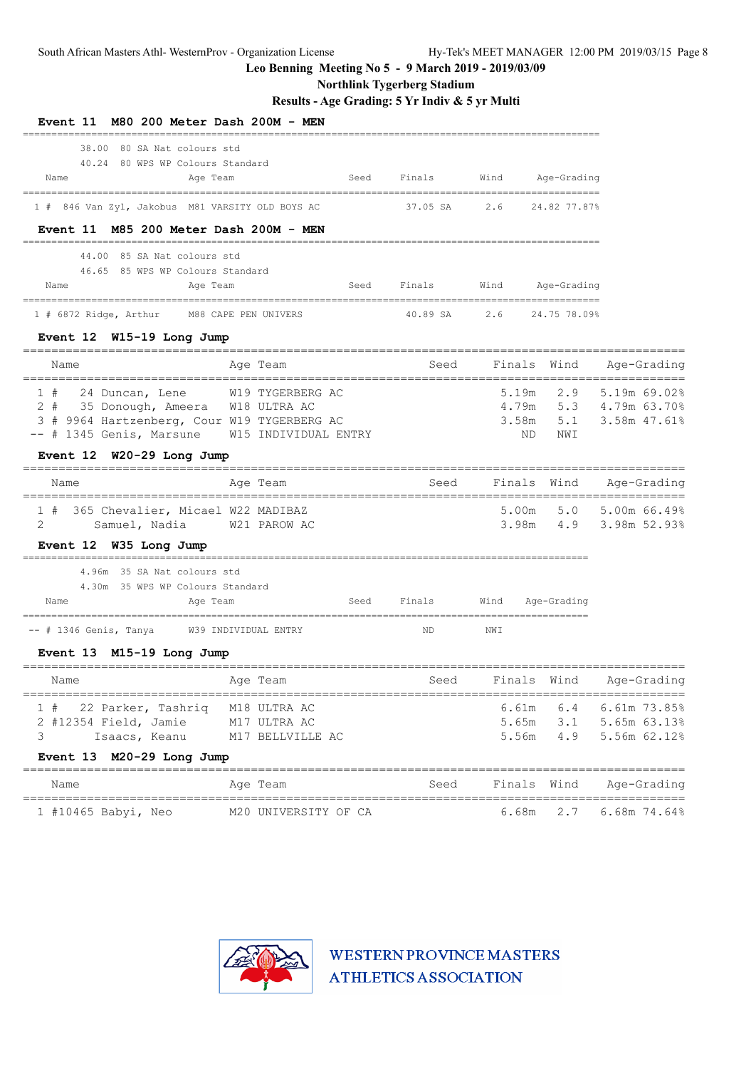Leo Benning Meeting No 5 - 9 March 2019 - 2019/03/09
Northlink Tygerberg Stadium
Results - Age Grading: 5 Yr Indiv & 5 yr Multi

### Event 11 M80 200 Meter Dash 200M - MEN

38.00 80 SA Nat colours std
40.24 80 WPS WP Colours Standard

| Place | Name | Age | Team | Seed | Finals | Wind | Age-Grading |
|---|---|---|---|---|---|---|---|
| 1 # | 846 Van Zyl, Jakobus | M81 | VARSITY OLD BOYS AC | | 37.05 SA | 2.6 | 24.82 77.87% |

### Event 11 M85 200 Meter Dash 200M - MEN

44.00 85 SA Nat colours std
46.65 85 WPS WP Colours Standard

| Place | Name | Age | Team | Seed | Finals | Wind | Age-Grading |
|---|---|---|---|---|---|---|---|
| 1 # | 6872 Ridge, Arthur | M88 | CAPE PEN UNIVERS | | 40.89 SA | 2.6 | 24.75 78.09% |

### Event 12 W15-19 Long Jump

| Place | Name | Age | Team | Seed | Finals | Wind | Age-Grading |
|---|---|---|---|---|---|---|---|
| 1 # | 24 Duncan, Lene | W19 | TYGERBERG AC | | 5.19m | 2.9 | 5.19m 69.02% |
| 2 # | 35 Donough, Ameera | W18 | ULTRA AC | | 4.79m | 5.3 | 4.79m 63.70% |
| 3 # | 9964 Hartzenberg, Cour | W19 | TYGERBERG AC | | 3.58m | 5.1 | 3.58m 47.61% |
| -- # | 1345 Genis, Marsune | W15 | INDIVIDUAL ENTRY | | ND | NWI | |

### Event 12 W20-29 Long Jump

| Place | Name | Age | Team | Seed | Finals | Wind | Age-Grading |
|---|---|---|---|---|---|---|---|
| 1 # | 365 Chevalier, Micael | W22 | MADIBAZ | | 5.00m | 5.0 | 5.00m 66.49% |
| 2 | Samuel, Nadia | W21 | PAROW AC | | 3.98m | 4.9 | 3.98m 52.93% |

### Event 12 W35 Long Jump

4.96m 35 SA Nat colours std
4.30m 35 WPS WP Colours Standard

| Place | Name | Age | Team | Seed | Finals | Wind | Age-Grading |
|---|---|---|---|---|---|---|---|
| -- # | 1346 Genis, Tanya | W39 | INDIVIDUAL ENTRY | | ND | NWI | |

### Event 13 M15-19 Long Jump

| Place | Name | Age | Team | Seed | Finals | Wind | Age-Grading |
|---|---|---|---|---|---|---|---|
| 1 # | 22 Parker, Tashriq | M18 | ULTRA AC | | 6.61m | 6.4 | 6.61m 73.85% |
| 2 # | 12354 Field, Jamie | M17 | ULTRA AC | | 5.65m | 3.1 | 5.65m 63.13% |
| 3 | Isaacs, Keanu | M17 | BELLVILLE AC | | 5.56m | 4.9 | 5.56m 62.12% |

### Event 13 M20-29 Long Jump

| Place | Name | Age | Team | Seed | Finals | Wind | Age-Grading |
|---|---|---|---|---|---|---|---|
| 1 # | 10465 Babyi, Neo | M20 | UNIVERSITY OF CA | | 6.68m | 2.7 | 6.68m 74.64% |

WESTERN PROVINCE MASTERS ATHLETICS ASSOCIATION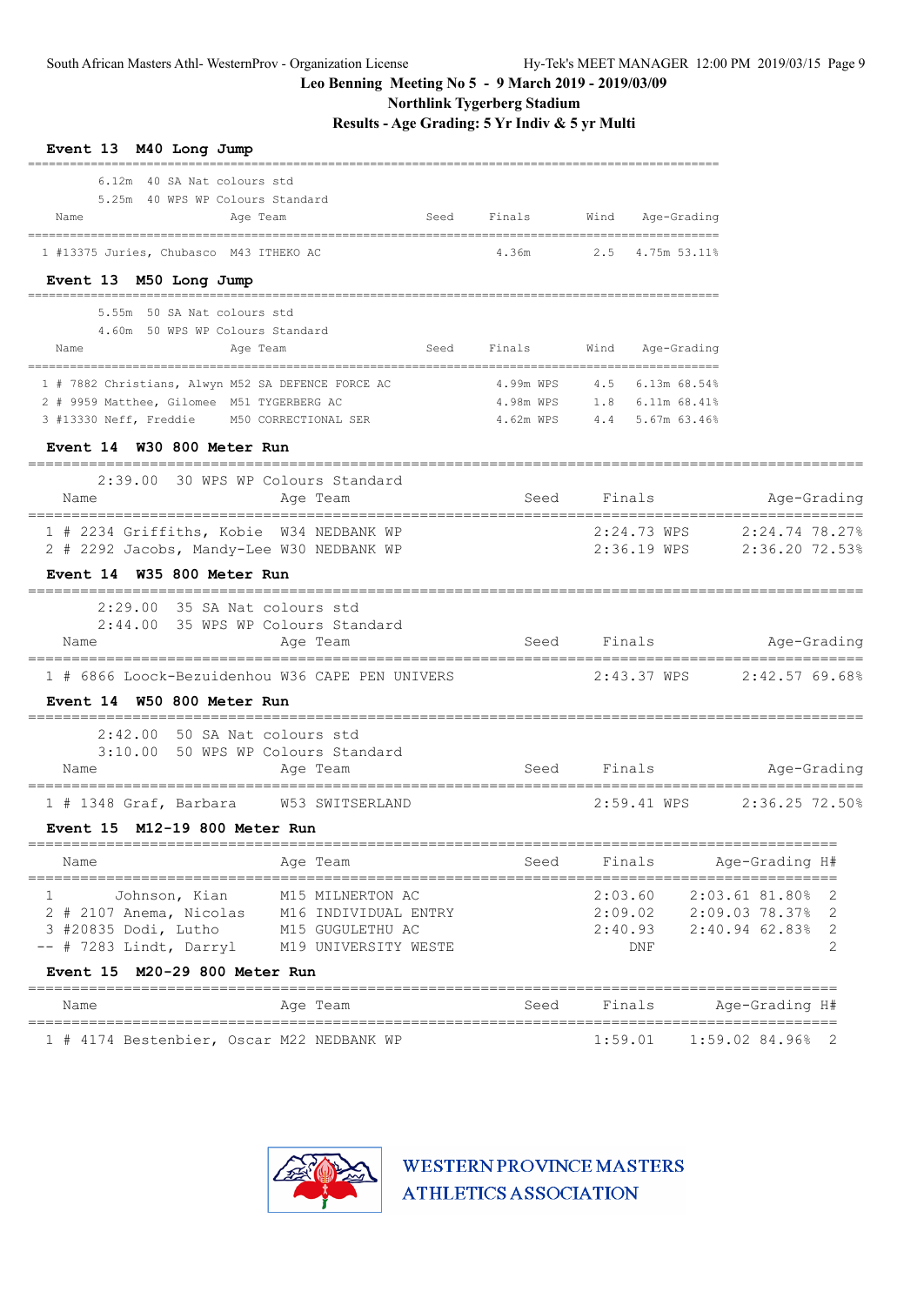Leo Benning Meeting No 5 - 9 March 2019 - 2019/03/09

Northlink Tygerberg Stadium

Results - Age Grading: 5 Yr Indiv & 5 yr Multi

### Event 13 M40 Long Jump

6.12m 40 SA Nat colours std
5.25m 40 WPS WP Colours Standard

| | Name | Age | Team | Seed | Finals | Wind | Age-Grading | |
|---|---|---|---|---|---|---|---|---|
| 1 | #13375 Juries, Chubasco | M43 | ITHEKO AC | | 4.36m | 2.5 | 4.75m | 53.11% |

### Event 13 M50 Long Jump

5.55m 50 SA Nat colours std
4.60m 50 WPS WP Colours Standard

| | Name | Age | Team | Seed | Finals | Wind | Age-Grading | |
|---|---|---|---|---|---|---|---|---|
| 1 | # 7882 Christians, Alwyn | M52 | SA DEFENCE FORCE AC | | 4.99m WPS | 4.5 | 6.13m | 68.54% |
| 2 | # 9959 Matthee, Gilomee | M51 | TYGERBERG AC | | 4.98m WPS | 1.8 | 6.11m | 68.41% |
| 3 | #13330 Neff, Freddie | M50 | CORRECTIONAL SER | | 4.62m WPS | 4.4 | 5.67m | 63.46% |

### Event 14 W30 800 Meter Run

2:39.00 30 WPS WP Colours Standard

| | Name | Age | Team | Seed | Finals | Age-Grading | |
|---|---|---|---|---|---|---|---|
| 1 | # 2234 Griffiths, Kobie | W34 | NEDBANK WP | | 2:24.73 WPS | 2:24.74 | 78.27% |
| 2 | # 2292 Jacobs, Mandy-Lee | W30 | NEDBANK WP | | 2:36.19 WPS | 2:36.20 | 72.53% |

### Event 14 W35 800 Meter Run

2:29.00 35 SA Nat colours std
2:44.00 35 WPS WP Colours Standard

| | Name | Age | Team | Seed | Finals | Age-Grading | |
|---|---|---|---|---|---|---|---|
| 1 | # 6866 Loock-Bezuidenhou | W36 | CAPE PEN UNIVERS | | 2:43.37 WPS | 2:42.57 | 69.68% |

### Event 14 W50 800 Meter Run

2:42.00 50 SA Nat colours std
3:10.00 50 WPS WP Colours Standard

| | Name | Age | Team | Seed | Finals | Age-Grading | |
|---|---|---|---|---|---|---|---|
| 1 | # 1348 Graf, Barbara | W53 | SWITSERLAND | | 2:59.41 WPS | 2:36.25 | 72.50% |

### Event 15 M12-19 800 Meter Run

| | Name | Age | Team | Seed | Finals | Age-Grading | | H# |
|---|---|---|---|---|---|---|---|---|
| 1 | Johnson, Kian | M15 | MILNERTON AC | | 2:03.60 | 2:03.61 | 81.80% | 2 |
| 2 | # 2107 Anema, Nicolas | M16 | INDIVIDUAL ENTRY | | 2:09.02 | 2:09.03 | 78.37% | 2 |
| 3 | #20835 Dodi, Lutho | M15 | GUGULETHU AC | | 2:40.93 | 2:40.94 | 62.83% | 2 |
| -- | # 7283 Lindt, Darryl | M19 | UNIVERSITY WESTE | | DNF | | | 2 |

### Event 15 M20-29 800 Meter Run

| | Name | Age | Team | Seed | Finals | Age-Grading | | H# |
|---|---|---|---|---|---|---|---|---|
| 1 | # 4174 Bestenbier, Oscar | M22 | NEDBANK WP | | 1:59.01 | 1:59.02 | 84.96% | 2 |

WESTERN PROVINCE MASTERS ATHLETICS ASSOCIATION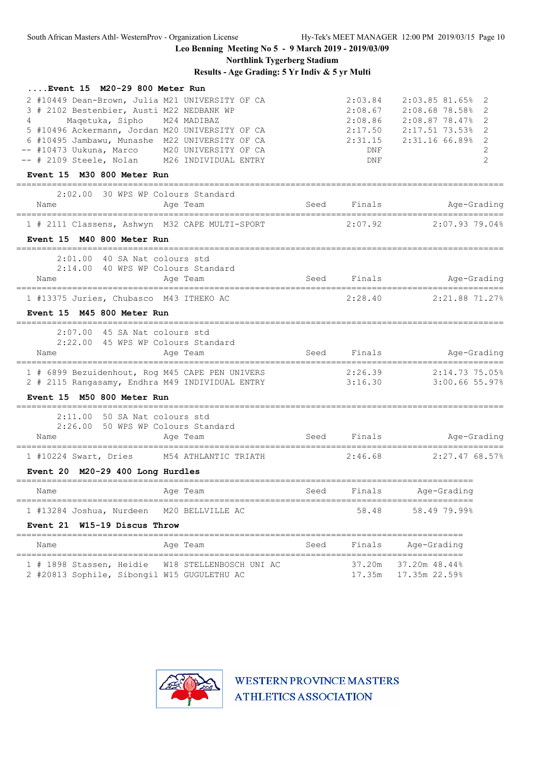Leo Benning Meeting No 5 - 9 March 2019 - 2019/03/09

Northlink Tygerberg Stadium

Results - Age Grading: 5 Yr Indiv & 5 yr Multi

### ....Event 15 M20-29 800 Meter Run

| Place | Name | Age | Team | Finals | Age-Grading | |
|---|---|---|---|---|---|---|
| 2 | #10449 Dean-Brown, Julia | M21 | UNIVERSITY OF CA | 2:03.84 | 2:03.85 81.65% | 2 |
| 3 | # 2102 Bestenbier, Austi | M22 | NEDBANK WP | 2:08.67 | 2:08.68 78.58% | 2 |
| 4 | Maqetuka, Sipho | M24 | MADIBAZ | 2:08.86 | 2:08.87 78.47% | 2 |
| 5 | #10496 Ackermann, Jordan | M20 | UNIVERSITY OF CA | 2:17.50 | 2:17.51 73.53% | 2 |
| 6 | #10495 Jambawu, Munashe | M22 | UNIVERSITY OF CA | 2:31.15 | 2:31.16 66.89% | 2 |
| -- | #10473 Uukuna, Marco | M20 | UNIVERSITY OF CA | DNF | | 2 |
| -- | # 2109 Steele, Nolan | M26 | INDIVIDUAL ENTRY | DNF | | 2 |

### Event 15 M30 800 Meter Run

2:02.00 30 WPS WP Colours Standard

| Place | Name | Age | Team | Seed | Finals | Age-Grading |
|---|---|---|---|---|---|---|
| 1 | # 2111 Classens, Ashwyn | M32 | CAPE MULTI-SPORT | | 2:07.92 | 2:07.93 79.04% |

### Event 15 M40 800 Meter Run

2:01.00 40 SA Nat colours std
2:14.00 40 WPS WP Colours Standard

| Place | Name | Age | Team | Seed | Finals | Age-Grading |
|---|---|---|---|---|---|---|
| 1 | #13375 Juries, Chubasco | M43 | ITHEKO AC | | 2:28.40 | 2:21.88 71.27% |

### Event 15 M45 800 Meter Run

2:07.00 45 SA Nat colours std
2:22.00 45 WPS WP Colours Standard

| Place | Name | Age | Team | Seed | Finals | Age-Grading |
|---|---|---|---|---|---|---|
| 1 | # 6899 Bezuidenhout, Rog | M45 | CAPE PEN UNIVERS | | 2:26.39 | 2:14.73 75.05% |
| 2 | # 2115 Rangasamy, Endhra | M49 | INDIVIDUAL ENTRY | | 3:16.30 | 3:00.66 55.97% |

### Event 15 M50 800 Meter Run

2:11.00 50 SA Nat colours std
2:26.00 50 WPS WP Colours Standard

| Place | Name | Age | Team | Seed | Finals | Age-Grading |
|---|---|---|---|---|---|---|
| 1 | #10224 Swart, Dries | M54 | ATHLANTIC TRIATH | | 2:46.68 | 2:27.47 68.57% |

### Event 20 M20-29 400 Long Hurdles

| Place | Name | Age | Team | Seed | Finals | Age-Grading |
|---|---|---|---|---|---|---|
| 1 | #13284 Joshua, Nurdeen | M20 | BELLVILLE AC | | 58.48 | 58.49 79.99% |

### Event 21 W15-19 Discus Throw

| Place | Name | Age | Team | Seed | Finals | Age-Grading |
|---|---|---|---|---|---|---|
| 1 | # 1898 Stassen, Heidie | W18 | STELLENBOSCH UNI AC | | 37.20m | 37.20m 48.44% |
| 2 | #20813 Sophile, Sibongil | W15 | GUGULETHU AC | | 17.35m | 17.35m 22.59% |

WESTERN PROVINCE MASTERS ATHLETICS ASSOCIATION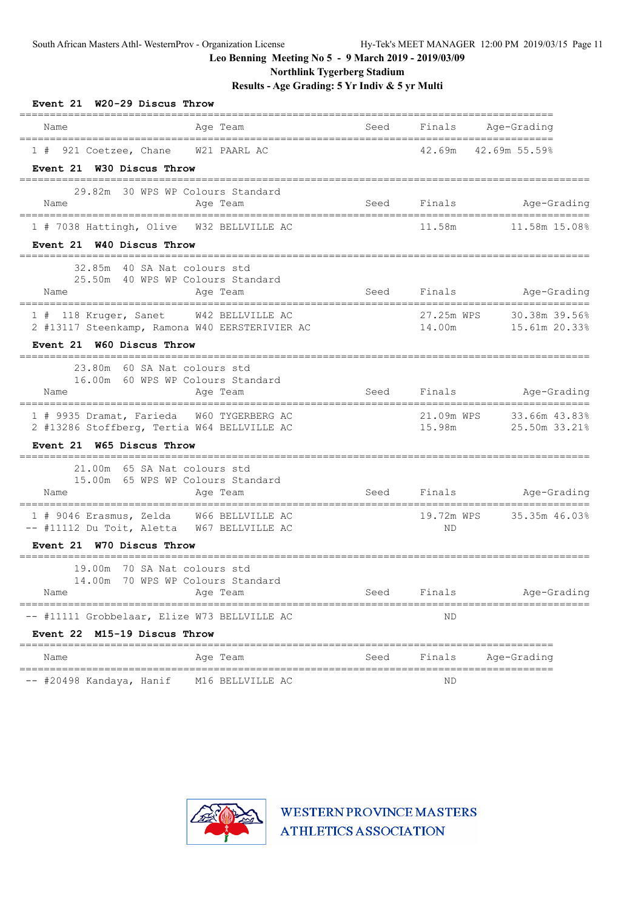Leo Benning Meeting No 5 - 9 March 2019 - 2019/03/09

Northlink Tygerberg Stadium

Results - Age Grading: 5 Yr Indiv & 5 yr Multi

**Event 21 W20-29 Discus Throw**

| Place | Name | Age | Team | Seed | Finals | Age-Grading |
|---|---|---|---|---|---|---|
| 1 | # 921 Coetzee, Chane | W21 | PAARL AC | | 42.69m | 42.69m 55.59% |

**Event 21 W30 Discus Throw**

29.82m 30 WPS WP Colours Standard

| Place | Name | Age | Team | Seed | Finals | Age-Grading |
|---|---|---|---|---|---|---|
| 1 | # 7038 Hattingh, Olive | W32 | BELLVILLE AC | | 11.58m | 11.58m 15.08% |

**Event 21 W40 Discus Throw**

32.85m 40 SA Nat colours std
25.50m 40 WPS WP Colours Standard

| Place | Name | Age | Team | Seed | Finals | Age-Grading |
|---|---|---|---|---|---|---|
| 1 | # 118 Kruger, Sanet | W42 | BELLVILLE AC | | 27.25m WPS | 30.38m 39.56% |
| 2 | #13117 Steenkamp, Ramona | W40 | EERSTERIVIER AC | | 14.00m | 15.61m 20.33% |

**Event 21 W60 Discus Throw**

23.80m 60 SA Nat colours std
16.00m 60 WPS WP Colours Standard

| Place | Name | Age | Team | Seed | Finals | Age-Grading |
|---|---|---|---|---|---|---|
| 1 | # 9935 Dramat, Farieda | W60 | TYGERBERG AC | | 21.09m WPS | 33.66m 43.83% |
| 2 | #13286 Stoffberg, Tertia | W64 | BELLVILLE AC | | 15.98m | 25.50m 33.21% |

**Event 21 W65 Discus Throw**

21.00m 65 SA Nat colours std
15.00m 65 WPS WP Colours Standard

| Place | Name | Age | Team | Seed | Finals | Age-Grading |
|---|---|---|---|---|---|---|
| 1 | # 9046 Erasmus, Zelda | W66 | BELLVILLE AC | | 19.72m WPS | 35.35m 46.03% |
| -- | #11112 Du Toit, Aletta | W67 | BELLVILLE AC | | ND | |

**Event 21 W70 Discus Throw**

19.00m 70 SA Nat colours std
14.00m 70 WPS WP Colours Standard

| Place | Name | Age | Team | Seed | Finals | Age-Grading |
|---|---|---|---|---|---|---|
| -- | #11111 Grobbelaar, Elize | W73 | BELLVILLE AC | | ND | |

**Event 22 M15-19 Discus Throw**

| Place | Name | Age | Team | Seed | Finals | Age-Grading |
|---|---|---|---|---|---|---|
| -- | #20498 Kandaya, Hanif | M16 | BELLVILLE AC | | ND | |

WESTERN PROVINCE MASTERS ATHLETICS ASSOCIATION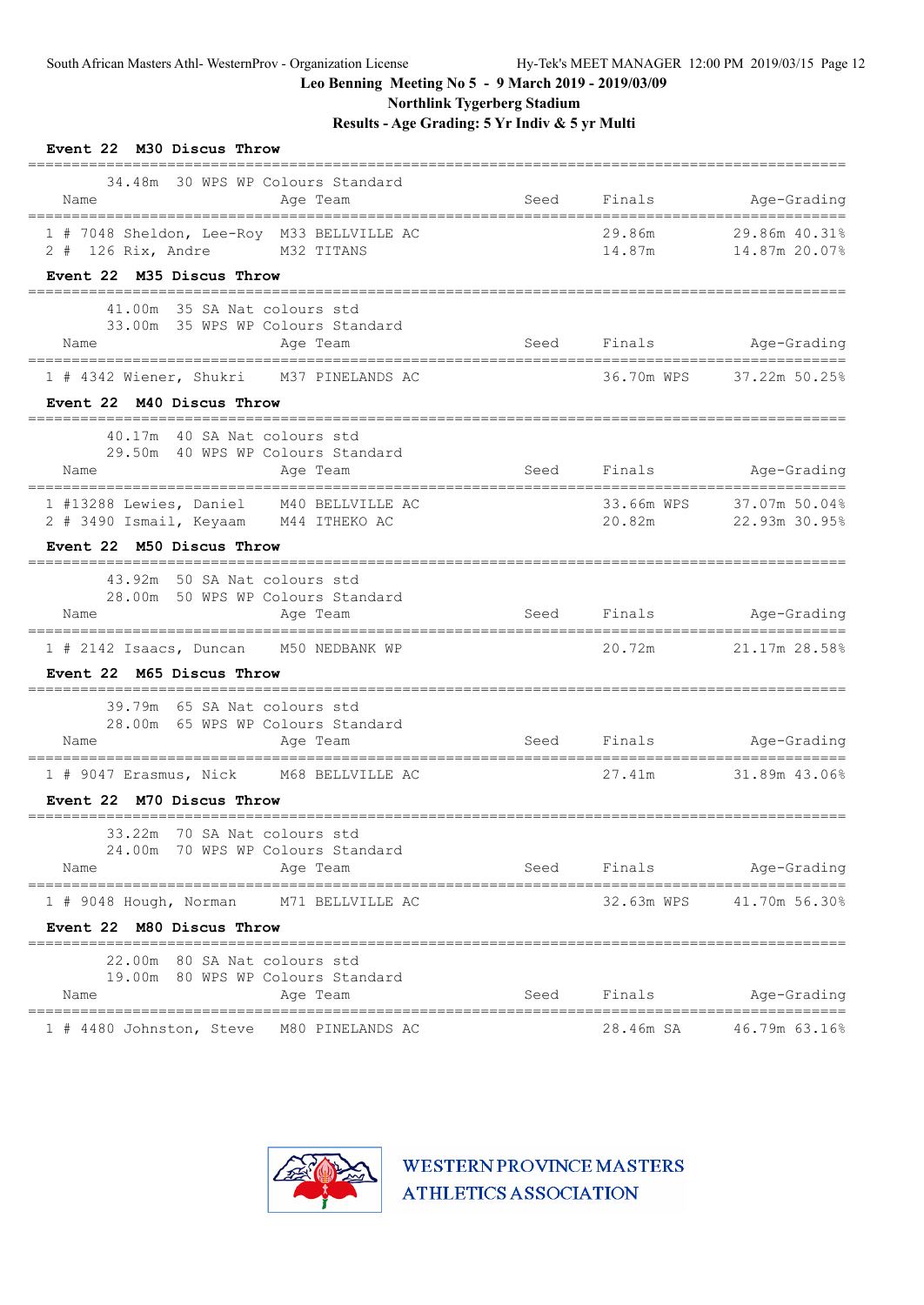South African Masters Athl- WesternProv - Organization License    Hy-Tek's MEET MANAGER 12:00 PM 2019/03/15

**Leo Benning Meeting No 5 - 9 March 2019 - 2019/03/09**

**Northlink Tygerberg Stadium**

**Results - Age Grading: 5 Yr Indiv & 5 yr Multi**

### Event 22 M30 Discus Throw

34.48m 30 WPS WP Colours Standard

| Name | Age | Team | Seed | Finals | Age-Grading |
|---|---|---|---|---|---|
| 1 # 7048 Sheldon, Lee-Roy | M33 | BELLVILLE AC | | 29.86m | 29.86m 40.31% |
| 2 # 126 Rix, Andre | M32 | TITANS | | 14.87m | 14.87m 20.07% |

### Event 22 M35 Discus Throw

41.00m 35 SA Nat colours std
33.00m 35 WPS WP Colours Standard

| Name | Age | Team | Seed | Finals | Age-Grading |
|---|---|---|---|---|---|
| 1 # 4342 Wiener, Shukri | M37 | PINELANDS AC | | 36.70m WPS | 37.22m 50.25% |

### Event 22 M40 Discus Throw

40.17m 40 SA Nat colours std
29.50m 40 WPS WP Colours Standard

| Name | Age | Team | Seed | Finals | Age-Grading |
|---|---|---|---|---|---|
| 1 #13288 Lewies, Daniel | M40 | BELLVILLE AC | | 33.66m WPS | 37.07m 50.04% |
| 2 # 3490 Ismail, Keyaam | M44 | ITHEKO AC | | 20.82m | 22.93m 30.95% |

### Event 22 M50 Discus Throw

43.92m 50 SA Nat colours std
28.00m 50 WPS WP Colours Standard

| Name | Age | Team | Seed | Finals | Age-Grading |
|---|---|---|---|---|---|
| 1 # 2142 Isaacs, Duncan | M50 | NEDBANK WP | | 20.72m | 21.17m 28.58% |

### Event 22 M65 Discus Throw

39.79m 65 SA Nat colours std
28.00m 65 WPS WP Colours Standard

| Name | Age | Team | Seed | Finals | Age-Grading |
|---|---|---|---|---|---|
| 1 # 9047 Erasmus, Nick | M68 | BELLVILLE AC | | 27.41m | 31.89m 43.06% |

### Event 22 M70 Discus Throw

33.22m 70 SA Nat colours std
24.00m 70 WPS WP Colours Standard

| Name | Age | Team | Seed | Finals | Age-Grading |
|---|---|---|---|---|---|
| 1 # 9048 Hough, Norman | M71 | BELLVILLE AC | | 32.63m WPS | 41.70m 56.30% |

### Event 22 M80 Discus Throw

22.00m 80 SA Nat colours std
19.00m 80 WPS WP Colours Standard

| Name | Age | Team | Seed | Finals | Age-Grading |
|---|---|---|---|---|---|
| 1 # 4480 Johnston, Steve | M80 | PINELANDS AC | | 28.46m SA | 46.79m 63.16% |

WESTERN PROVINCE MASTERS ATHLETICS ASSOCIATION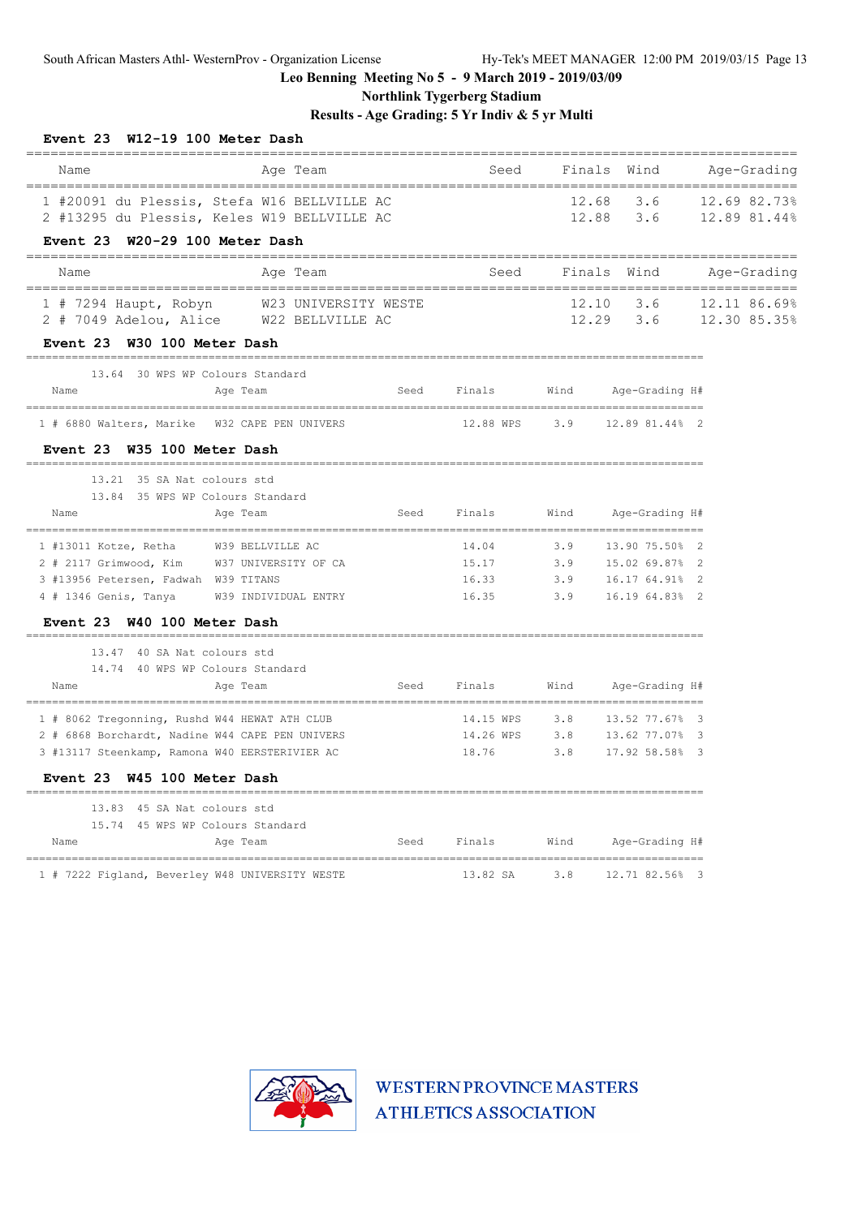Leo Benning Meeting No 5 - 9 March 2019 - 2019/03/09

Northlink Tygerberg Stadium

Results - Age Grading: 5 Yr Indiv & 5 yr Multi

### Event 23 W12-19 100 Meter Dash

| Place | Name | Age | Team | Seed | Finals | Wind | Age-Grading |
|---|---|---|---|---|---|---|---|
| 1 | #20091 du Plessis, Stefa | W16 | BELLVILLE AC | | 12.68 | 3.6 | 12.69 82.73% |
| 2 | #13295 du Plessis, Keles | W19 | BELLVILLE AC | | 12.88 | 3.6 | 12.89 81.44% |

### Event 23 W20-29 100 Meter Dash

| Place | Name | Age | Team | Seed | Finals | Wind | Age-Grading |
|---|---|---|---|---|---|---|---|
| 1 | # 7294 Haupt, Robyn | W23 | UNIVERSITY WESTE | | 12.10 | 3.6 | 12.11 86.69% |
| 2 | # 7049 Adelou, Alice | W22 | BELLVILLE AC | | 12.29 | 3.6 | 12.30 85.35% |

### Event 23 W30 100 Meter Dash

13.64 30 WPS WP Colours Standard

| Place | Name | Age | Team | Seed | Finals | Wind | Age-Grading | H# |
|---|---|---|---|---|---|---|---|---|
| 1 | # 6880 Walters, Marike | W32 | CAPE PEN UNIVERS | | 12.88 WPS | 3.9 | 12.89 81.44% | 2 |

### Event 23 W35 100 Meter Dash

13.21 35 SA Nat colours std

13.84 35 WPS WP Colours Standard

| Place | Name | Age | Team | Seed | Finals | Wind | Age-Grading | H# |
|---|---|---|---|---|---|---|---|---|
| 1 | #13011 Kotze, Retha | W39 | BELLVILLE AC | | 14.04 | 3.9 | 13.90 75.50% | 2 |
| 2 | # 2117 Grimwood, Kim | W37 | UNIVERSITY OF CA | | 15.17 | 3.9 | 15.02 69.87% | 2 |
| 3 | #13956 Petersen, Fadwah | W39 | TITANS | | 16.33 | 3.9 | 16.17 64.91% | 2 |
| 4 | # 1346 Genis, Tanya | W39 | INDIVIDUAL ENTRY | | 16.35 | 3.9 | 16.19 64.83% | 2 |

### Event 23 W40 100 Meter Dash

13.47 40 SA Nat colours std

14.74 40 WPS WP Colours Standard

| Place | Name | Age | Team | Seed | Finals | Wind | Age-Grading | H# |
|---|---|---|---|---|---|---|---|---|
| 1 | # 8062 Tregonning, Rushd | W44 | HEWAT ATH CLUB | | 14.15 WPS | 3.8 | 13.52 77.67% | 3 |
| 2 | # 6868 Borchardt, Nadine | W44 | CAPE PEN UNIVERS | | 14.26 WPS | 3.8 | 13.62 77.07% | 3 |
| 3 | #13117 Steenkamp, Ramona | W40 | EERSTERIVIER AC | | 18.76 | 3.8 | 17.92 58.58% | 3 |

### Event 23 W45 100 Meter Dash

13.83 45 SA Nat colours std

15.74 45 WPS WP Colours Standard

| Place | Name | Age | Team | Seed | Finals | Wind | Age-Grading | H# |
|---|---|---|---|---|---|---|---|---|
| 1 | # 7222 Figland, Beverley | W48 | UNIVERSITY WESTE | | 13.82 SA | 3.8 | 12.71 82.56% | 3 |

WESTERN PROVINCE MASTERS ATHLETICS ASSOCIATION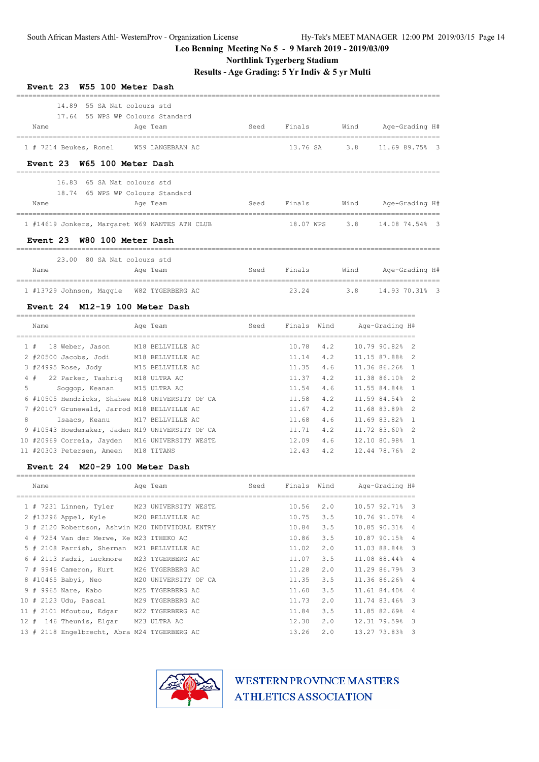## Leo Benning Meeting No 5 - 9 March 2019 - 2019/03/09

## Northlink Tygerberg Stadium

## Results - Age Grading: 5 Yr Indiv & 5 yr Multi

### Event 23 W55 100 Meter Dash

14.89 55 SA Nat colours std
17.64 55 WPS WP Colours Standard

| | Name | Age | Team | Seed | Finals | | Wind | Age-Grading | | H# |
|---|---|---|---|---|---|---|---|---|---|---|
| 1 | # 7214 Beukes, Ronel | W59 | LANGEBAAN AC | | 13.76 | SA | 3.8 | 11.69 | 89.75% | 3 |

### Event 23 W65 100 Meter Dash

16.83 65 SA Nat colours std
18.74 65 WPS WP Colours Standard

| | Name | Age | Team | Seed | Finals | | Wind | Age-Grading | | H# |
|---|---|---|---|---|---|---|---|---|---|---|
| 1 | #14619 Jonkers, Margaret | W69 | NANTES ATH CLUB | | 18.07 | WPS | 3.8 | 14.08 | 74.54% | 3 |

### Event 23 W80 100 Meter Dash

23.00 80 SA Nat colours std

| | Name | Age | Team | Seed | Finals | Wind | Age-Grading | | H# |
|---|---|---|---|---|---|---|---|---|---|
| 1 | #13729 Johnson, Maggie | W82 | TYGERBERG AC | | 23.24 | 3.8 | 14.93 | 70.31% | 3 |

### Event 24 M12-19 100 Meter Dash

| | Name | Age | Team | Seed | Finals | Wind | Age-Grading | | H# |
|---|---|---|---|---|---|---|---|---|---|
| 1 | # 18 Weber, Jason | M18 | BELLVILLE AC | | 10.78 | 4.2 | 10.79 | 90.82% | 2 |
| 2 | #20500 Jacobs, Jodi | M18 | BELLVILLE AC | | 11.14 | 4.2 | 11.15 | 87.88% | 2 |
| 3 | #24995 Rose, Jody | M15 | BELLVILLE AC | | 11.35 | 4.6 | 11.36 | 86.26% | 1 |
| 4 | # 22 Parker, Tashriq | M18 | ULTRA AC | | 11.37 | 4.2 | 11.38 | 86.10% | 2 |
| 5 | Soggop, Keanan | M15 | ULTRA AC | | 11.54 | 4.6 | 11.55 | 84.84% | 1 |
| 6 | #10505 Hendricks, Shahee | M18 | UNIVERSITY OF CA | | 11.58 | 4.2 | 11.59 | 84.54% | 2 |
| 7 | #20107 Grunewald, Jarrod | M18 | BELLVILLE AC | | 11.67 | 4.2 | 11.68 | 83.89% | 2 |
| 8 | Isaacs, Keanu | M17 | BELLVILLE AC | | 11.68 | 4.6 | 11.69 | 83.82% | 1 |
| 9 | #10543 Hoedemaker, Jaden | M19 | UNIVERSITY OF CA | | 11.71 | 4.2 | 11.72 | 83.60% | 2 |
| 10 | #20969 Correia, Jayden | M16 | UNIVERSITY WESTE | | 12.09 | 4.6 | 12.10 | 80.98% | 1 |
| 11 | #20303 Petersen, Ameen | M18 | TITANS | | 12.43 | 4.2 | 12.44 | 78.76% | 2 |

### Event 24 M20-29 100 Meter Dash

| | Name | Age | Team | Seed | Finals | Wind | Age-Grading | | H# |
|---|---|---|---|---|---|---|---|---|---|
| 1 | # 7231 Linnen, Tyler | M23 | UNIVERSITY WESTE | | 10.56 | 2.0 | 10.57 | 92.71% | 3 |
| 2 | #13296 Appel, Kyle | M20 | BELLVILLE AC | | 10.75 | 3.5 | 10.76 | 91.07% | 4 |
| 3 | # 2120 Robertson, Ashwin | M20 | INDIVIDUAL ENTRY | | 10.84 | 3.5 | 10.85 | 90.31% | 4 |
| 4 | # 7254 Van der Merwe, Ke | M23 | ITHEKO AC | | 10.86 | 3.5 | 10.87 | 90.15% | 4 |
| 5 | # 2108 Parrish, Sherman | M21 | BELLVILLE AC | | 11.02 | 2.0 | 11.03 | 88.84% | 3 |
| 6 | # 2113 Fadzi, Luckmore | M23 | TYGERBERG AC | | 11.07 | 3.5 | 11.08 | 88.44% | 4 |
| 7 | # 9946 Cameron, Kurt | M26 | TYGERBERG AC | | 11.28 | 2.0 | 11.29 | 86.79% | 3 |
| 8 | #10465 Babyi, Neo | M20 | UNIVERSITY OF CA | | 11.35 | 3.5 | 11.36 | 86.26% | 4 |
| 9 | # 9965 Nare, Kabo | M25 | TYGERBERG AC | | 11.60 | 3.5 | 11.61 | 84.40% | 4 |
| 10 | # 2123 Udu, Pascal | M29 | TYGERBERG AC | | 11.73 | 2.0 | 11.74 | 83.46% | 3 |
| 11 | # 2101 Mfoutou, Edgar | M22 | TYGERBERG AC | | 11.84 | 3.5 | 11.85 | 82.69% | 4 |
| 12 | # 146 Theunis, Elgar | M23 | ULTRA AC | | 12.30 | 2.0 | 12.31 | 79.59% | 3 |
| 13 | # 2118 Engelbrecht, Abra | M24 | TYGERBERG AC | | 13.26 | 2.0 | 13.27 | 73.83% | 3 |

WESTERN PROVINCE MASTERS ATHLETICS ASSOCIATION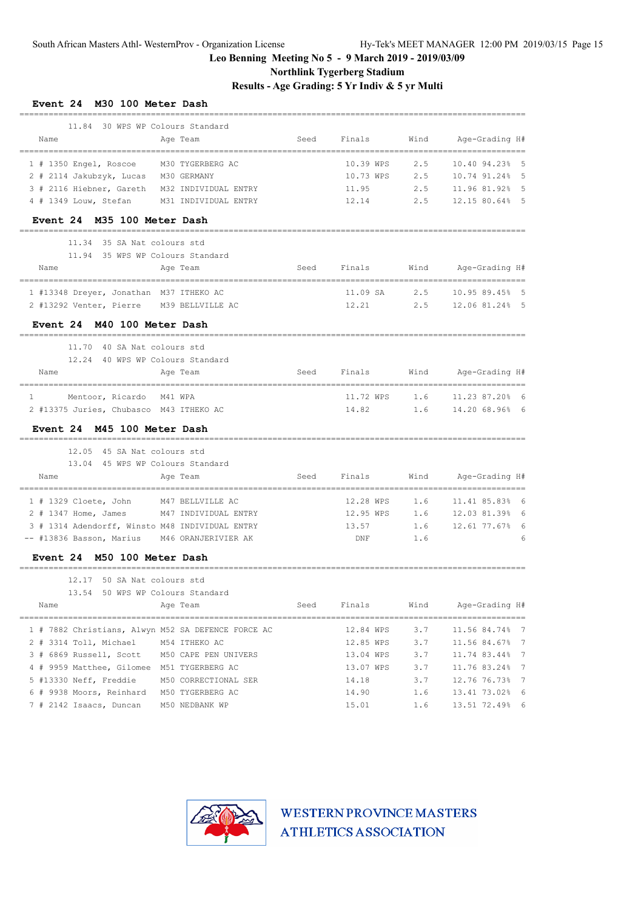Leo Benning Meeting No 5 - 9 March 2019 - 2019/03/09

Northlink Tygerberg Stadium

Results - Age Grading: 5 Yr Indiv & 5 yr Multi

## Event 24 M30 100 Meter Dash

11.84 30 WPS WP Colours Standard

| Place | Name | Age | Team | Seed | Finals | Wind | Age-Grading | | H# |
|---|---|---|---|---|---|---|---|---|---|
| 1 | # 1350 Engel, Roscoe | M30 | TYGERBERG AC | | 10.39 WPS | 2.5 | 10.40 | 94.23% | 5 |
| 2 | # 2114 Jakubzyk, Lucas | M30 | GERMANY | | 10.73 WPS | 2.5 | 10.74 | 91.24% | 5 |
| 3 | # 2116 Hiebner, Gareth | M32 | INDIVIDUAL ENTRY | | 11.95 | 2.5 | 11.96 | 81.92% | 5 |
| 4 | # 1349 Louw, Stefan | M31 | INDIVIDUAL ENTRY | | 12.14 | 2.5 | 12.15 | 80.64% | 5 |

## Event 24 M35 100 Meter Dash

11.34 35 SA Nat colours std
11.94 35 WPS WP Colours Standard

| Place | Name | Age | Team | Seed | Finals | Wind | Age-Grading | | H# |
|---|---|---|---|---|---|---|---|---|---|
| 1 | #13348 Dreyer, Jonathan | M37 | ITHEKO AC | | 11.09 SA | 2.5 | 10.95 | 89.45% | 5 |
| 2 | #13292 Venter, Pierre | M39 | BELLVILLE AC | | 12.21 | 2.5 | 12.06 | 81.24% | 5 |

## Event 24 M40 100 Meter Dash

11.70 40 SA Nat colours std
12.24 40 WPS WP Colours Standard

| Place | Name | Age | Team | Seed | Finals | Wind | Age-Grading | | H# |
|---|---|---|---|---|---|---|---|---|---|
| 1 | Mentoor, Ricardo | M41 | WPA | | 11.72 WPS | 1.6 | 11.23 | 87.20% | 6 |
| 2 | #13375 Juries, Chubasco | M43 | ITHEKO AC | | 14.82 | 1.6 | 14.20 | 68.96% | 6 |

## Event 24 M45 100 Meter Dash

12.05 45 SA Nat colours std
13.04 45 WPS WP Colours Standard

| Place | Name | Age | Team | Seed | Finals | Wind | Age-Grading | | H# |
|---|---|---|---|---|---|---|---|---|---|
| 1 | # 1329 Cloete, John | M47 | BELLVILLE AC | | 12.28 WPS | 1.6 | 11.41 | 85.83% | 6 |
| 2 | # 1347 Home, James | M47 | INDIVIDUAL ENTRY | | 12.95 WPS | 1.6 | 12.03 | 81.39% | 6 |
| 3 | # 1314 Adendorff, Winsto | M48 | INDIVIDUAL ENTRY | | 13.57 | 1.6 | 12.61 | 77.67% | 6 |
| -- | #13836 Basson, Marius | M46 | ORANJERIVIER AK | | DNF | 1.6 | | | 6 |

## Event 24 M50 100 Meter Dash

12.17 50 SA Nat colours std
13.54 50 WPS WP Colours Standard

| Place | Name | Age | Team | Seed | Finals | Wind | Age-Grading | | H# |
|---|---|---|---|---|---|---|---|---|---|
| 1 | # 7882 Christians, Alwyn | M52 | SA DEFENCE FORCE AC | | 12.84 WPS | 3.7 | 11.56 | 84.74% | 7 |
| 2 | # 3314 Toll, Michael | M54 | ITHEKO AC | | 12.85 WPS | 3.7 | 11.56 | 84.67% | 7 |
| 3 | # 6869 Russell, Scott | M50 | CAPE PEN UNIVERS | | 13.04 WPS | 3.7 | 11.74 | 83.44% | 7 |
| 4 | # 9959 Matthee, Gilomee | M51 | TYGERBERG AC | | 13.07 WPS | 3.7 | 11.76 | 83.24% | 7 |
| 5 | #13330 Neff, Freddie | M50 | CORRECTIONAL SER | | 14.18 | 3.7 | 12.76 | 76.73% | 7 |
| 6 | # 9938 Moors, Reinhard | M50 | TYGERBERG AC | | 14.90 | 1.6 | 13.41 | 73.02% | 6 |
| 7 | # 2142 Isaacs, Duncan | M50 | NEDBANK WP | | 15.01 | 1.6 | 13.51 | 72.49% | 6 |

WESTERN PROVINCE MASTERS ATHLETICS ASSOCIATION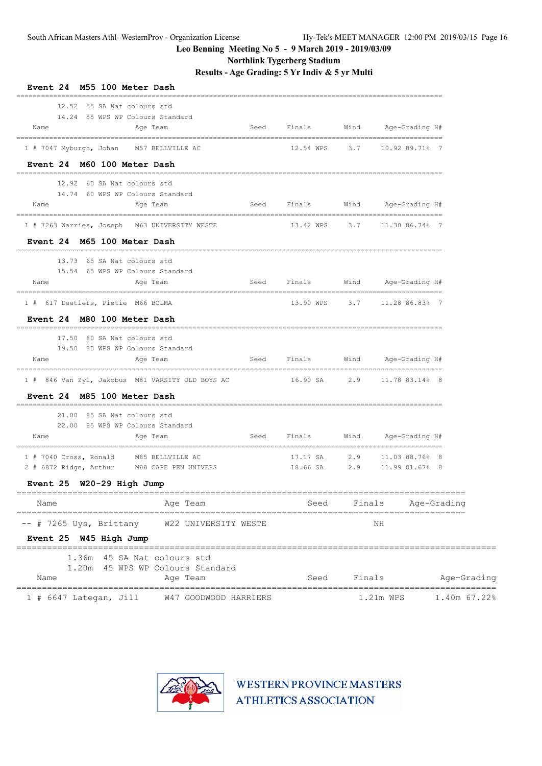South African Masters Athl- WesternProv - Organization License — Hy-Tek's MEET MANAGER 12:00 PM 2019/03/15

**Leo Benning Meeting No 5 - 9 March 2019 - 2019/03/09**

**Northlink Tygerberg Stadium**

**Results - Age Grading: 5 Yr Indiv & 5 yr Multi**

### Event 24 M55 100 Meter Dash

12.52 55 SA Nat colours std
14.24 55 WPS WP Colours Standard

| Place | Name | Age | Team | Seed | Finals | Wind | Age-Grading | H# |
|---|---|---|---|---|---|---|---|---|
| 1 | # 7047 Myburgh, Johan | M57 | BELLVILLE AC | | 12.54 WPS | 3.7 | 10.92 89.71% | 7 |

### Event 24 M60 100 Meter Dash

12.92 60 SA Nat colours std
14.74 60 WPS WP Colours Standard

| Place | Name | Age | Team | Seed | Finals | Wind | Age-Grading | H# |
|---|---|---|---|---|---|---|---|---|
| 1 | # 7263 Warries, Joseph | M63 | UNIVERSITY WESTE | | 13.42 WPS | 3.7 | 11.30 86.74% | 7 |

### Event 24 M65 100 Meter Dash

13.73 65 SA Nat colours std
15.54 65 WPS WP Colours Standard

| Place | Name | Age | Team | Seed | Finals | Wind | Age-Grading | H# |
|---|---|---|---|---|---|---|---|---|
| 1 | # 617 Deetlefs, Pietie | M66 | BOLMA | | 13.90 WPS | 3.7 | 11.28 86.83% | 7 |

### Event 24 M80 100 Meter Dash

17.50 80 SA Nat colours std
19.50 80 WPS WP Colours Standard

| Place | Name | Age | Team | Seed | Finals | Wind | Age-Grading | H# |
|---|---|---|---|---|---|---|---|---|
| 1 | # 846 Van Zyl, Jakobus | M81 | VARSITY OLD BOYS AC | | 16.90 SA | 2.9 | 11.78 83.14% | 8 |

### Event 24 M85 100 Meter Dash

21.00 85 SA Nat colours std
22.00 85 WPS WP Colours Standard

| Place | Name | Age | Team | Seed | Finals | Wind | Age-Grading | H# |
|---|---|---|---|---|---|---|---|---|
| 1 | # 7040 Cross, Ronald | M85 | BELLVILLE AC | | 17.17 SA | 2.9 | 11.03 88.76% | 8 |
| 2 | # 6872 Ridge, Arthur | M88 | CAPE PEN UNIVERS | | 18.66 SA | 2.9 | 11.99 81.67% | 8 |

### Event 25 W20-29 High Jump

| Place | Name | Age | Team | Seed | Finals | Age-Grading |
|---|---|---|---|---|---|---|
| -- | # 7265 Uys, Brittany | W22 | UNIVERSITY WESTE | | NH | |

### Event 25 W45 High Jump

1.36m 45 SA Nat colours std
1.20m 45 WPS WP Colours Standard

| Place | Name | Age | Team | Seed | Finals | Age-Grading |
|---|---|---|---|---|---|---|
| 1 | # 6647 Lategan, Jill | W47 | GOODWOOD HARRIERS | | 1.21m WPS | 1.40m 67.22% |

WESTERN PROVINCE MASTERS ATHLETICS ASSOCIATION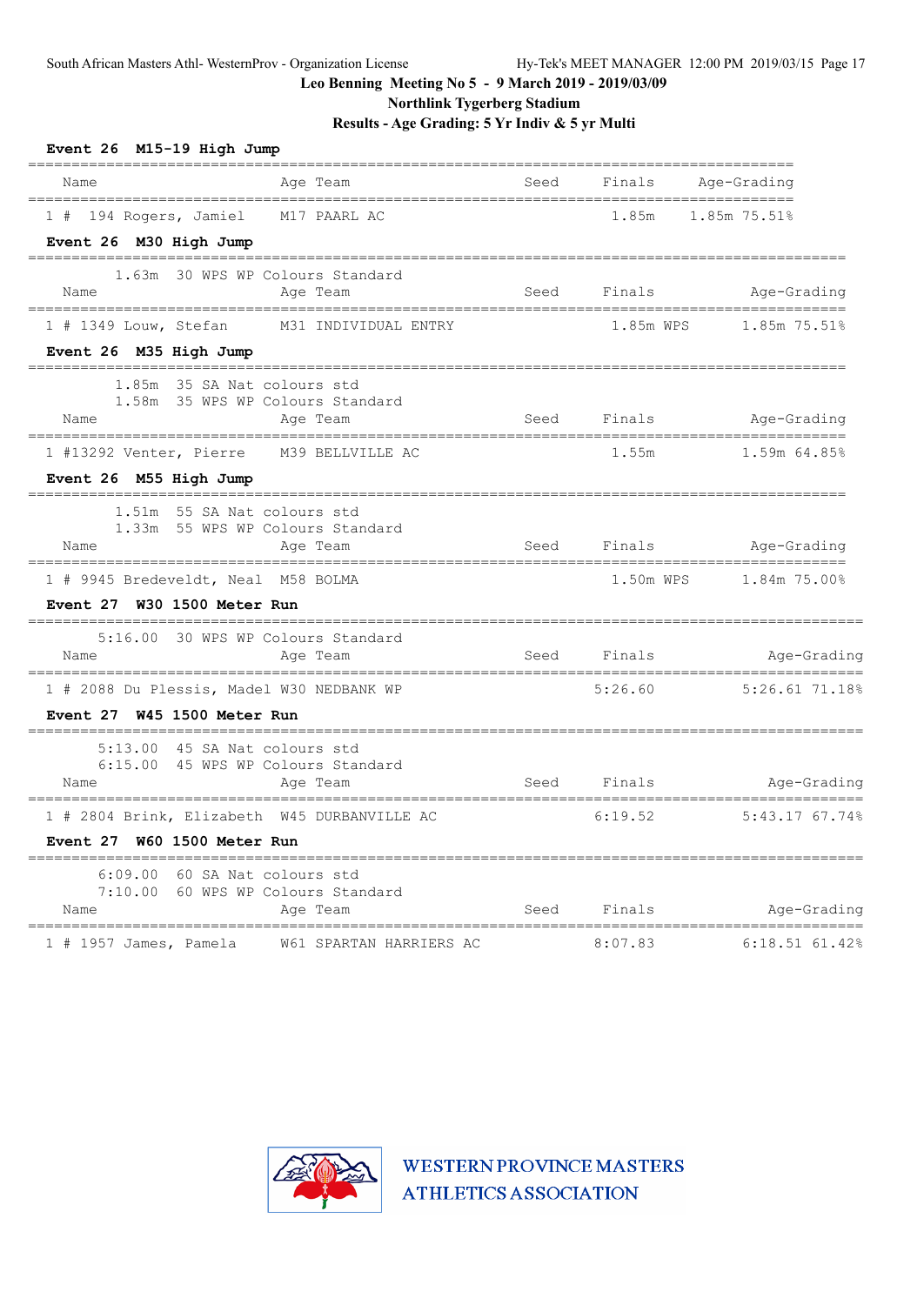Leo Benning Meeting No 5 - 9 March 2019 - 2019/03/09

Northlink Tygerberg Stadium

Results - Age Grading: 5 Yr Indiv & 5 yr Multi

**Event 26 M15-19 High Jump**

| Name | Age | Team | Seed | Finals | Age-Grading |
|---|---|---|---|---|---|
| 1 # 194 Rogers, Jamiel | M17 | PAARL AC | | 1.85m | 1.85m 75.51% |

**Event 26 M30 High Jump**

1.63m 30 WPS WP Colours Standard

| Name | Age | Team | Seed | Finals | Age-Grading |
|---|---|---|---|---|---|
| 1 # 1349 Louw, Stefan | M31 | INDIVIDUAL ENTRY | | 1.85m WPS | 1.85m 75.51% |

**Event 26 M35 High Jump**

1.85m 35 SA Nat colours std
1.58m 35 WPS WP Colours Standard

| Name | Age | Team | Seed | Finals | Age-Grading |
|---|---|---|---|---|---|
| 1 #13292 Venter, Pierre | M39 | BELLVILLE AC | | 1.55m | 1.59m 64.85% |

**Event 26 M55 High Jump**

1.51m 55 SA Nat colours std
1.33m 55 WPS WP Colours Standard

| Name | Age | Team | Seed | Finals | Age-Grading |
|---|---|---|---|---|---|
| 1 # 9945 Bredeveldt, Neal | M58 | BOLMA | | 1.50m WPS | 1.84m 75.00% |

**Event 27 W30 1500 Meter Run**

5:16.00 30 WPS WP Colours Standard

| Name | Age | Team | Seed | Finals | Age-Grading |
|---|---|---|---|---|---|
| 1 # 2088 Du Plessis, Madel | W30 | NEDBANK WP | | 5:26.60 | 5:26.61 71.18% |

**Event 27 W45 1500 Meter Run**

5:13.00 45 SA Nat colours std
6:15.00 45 WPS WP Colours Standard

| Name | Age | Team | Seed | Finals | Age-Grading |
|---|---|---|---|---|---|
| 1 # 2804 Brink, Elizabeth | W45 | DURBANVILLE AC | | 6:19.52 | 5:43.17 67.74% |

**Event 27 W60 1500 Meter Run**

6:09.00 60 SA Nat colours std
7:10.00 60 WPS WP Colours Standard

| Name | Age | Team | Seed | Finals | Age-Grading |
|---|---|---|---|---|---|
| 1 # 1957 James, Pamela | W61 | SPARTAN HARRIERS AC | | 8:07.83 | 6:18.51 61.42% |

WESTERN PROVINCE MASTERS ATHLETICS ASSOCIATION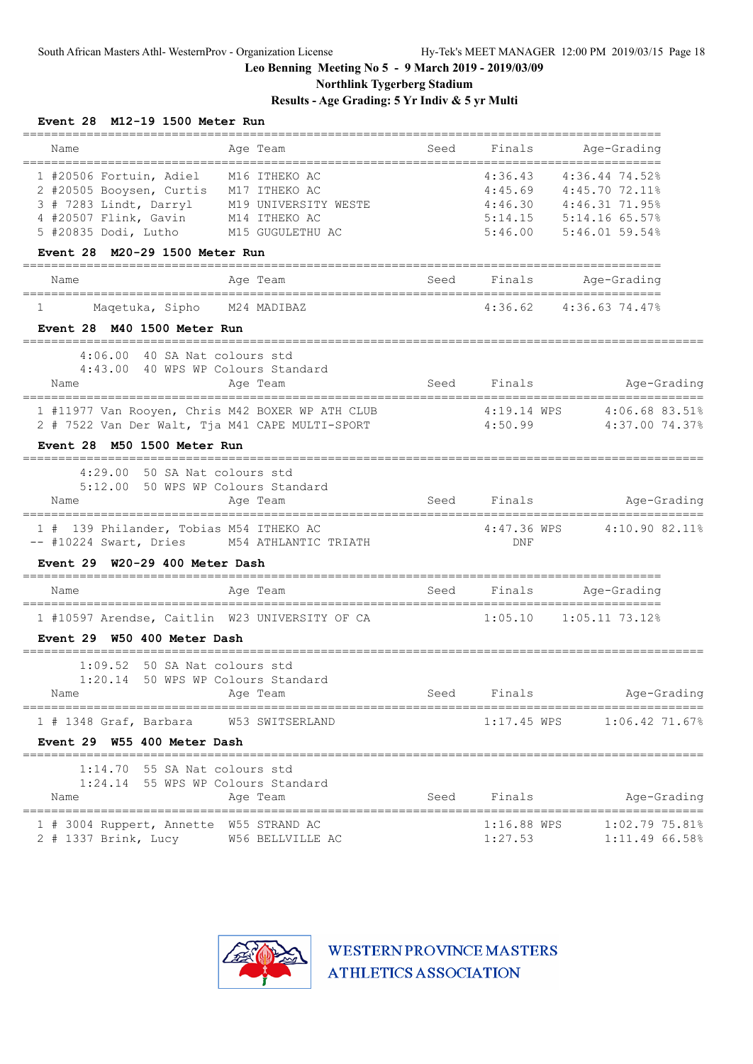**Leo Benning Meeting No 5 - 9 March 2019 - 2019/03/09**

**Northlink Tygerberg Stadium**

**Results - Age Grading: 5 Yr Indiv & 5 yr Multi**

### Event 28 M12-19 1500 Meter Run

| Place | Name | Age | Team | Seed | Finals | Age-Grading |
|---|---|---|---|---|---|---|
| 1 | #20506 Fortuin, Adiel | M16 | ITHEKO AC | | 4:36.43 | 4:36.44 74.52% |
| 2 | #20505 Booysen, Curtis | M17 | ITHEKO AC | | 4:45.69 | 4:45.70 72.11% |
| 3 | # 7283 Lindt, Darryl | M19 | UNIVERSITY WESTE | | 4:46.30 | 4:46.31 71.95% |
| 4 | #20507 Flink, Gavin | M14 | ITHEKO AC | | 5:14.15 | 5:14.16 65.57% |
| 5 | #20835 Dodi, Lutho | M15 | GUGULETHU AC | | 5:46.00 | 5:46.01 59.54% |

### Event 28 M20-29 1500 Meter Run

| Place | Name | Age | Team | Seed | Finals | Age-Grading |
|---|---|---|---|---|---|---|
| 1 | Maqetuka, Sipho | M24 | MADIBAZ | | 4:36.62 | 4:36.63 74.47% |

### Event 28 M40 1500 Meter Run

4:06.00 40 SA Nat colours std
4:43.00 40 WPS WP Colours Standard

| Place | Name | Age | Team | Seed | Finals | Age-Grading |
|---|---|---|---|---|---|---|
| 1 | #11977 Van Rooyen, Chris | M42 | BOXER WP ATH CLUB | | 4:19.14 WPS | 4:06.68 83.51% |
| 2 | # 7522 Van Der Walt, Tja | M41 | CAPE MULTI-SPORT | | 4:50.99 | 4:37.00 74.37% |

### Event 28 M50 1500 Meter Run

4:29.00 50 SA Nat colours std
5:12.00 50 WPS WP Colours Standard

| Place | Name | Age | Team | Seed | Finals | Age-Grading |
|---|---|---|---|---|---|---|
| 1 | # 139 Philander, Tobias | M54 | ITHEKO AC | | 4:47.36 WPS | 4:10.90 82.11% |
| -- | #10224 Swart, Dries | M54 | ATHLANTIC TRIATH | | DNF | |

### Event 29 W20-29 400 Meter Dash

| Place | Name | Age | Team | Seed | Finals | Age-Grading |
|---|---|---|---|---|---|---|
| 1 | #10597 Arendse, Caitlin | W23 | UNIVERSITY OF CA | | 1:05.10 | 1:05.11 73.12% |

### Event 29 W50 400 Meter Dash

1:09.52 50 SA Nat colours std
1:20.14 50 WPS WP Colours Standard

| Place | Name | Age | Team | Seed | Finals | Age-Grading |
|---|---|---|---|---|---|---|
| 1 | # 1348 Graf, Barbara | W53 | SWITSERLAND | | 1:17.45 WPS | 1:06.42 71.67% |

### Event 29 W55 400 Meter Dash

1:14.70 55 SA Nat colours std
1:24.14 55 WPS WP Colours Standard

| Place | Name | Age | Team | Seed | Finals | Age-Grading |
|---|---|---|---|---|---|---|
| 1 | # 3004 Ruppert, Annette | W55 | STRAND AC | | 1:16.88 WPS | 1:02.79 75.81% |
| 2 | # 1337 Brink, Lucy | W56 | BELLVILLE AC | | 1:27.53 | 1:11.49 66.58% |

WESTERN PROVINCE MASTERS ATHLETICS ASSOCIATION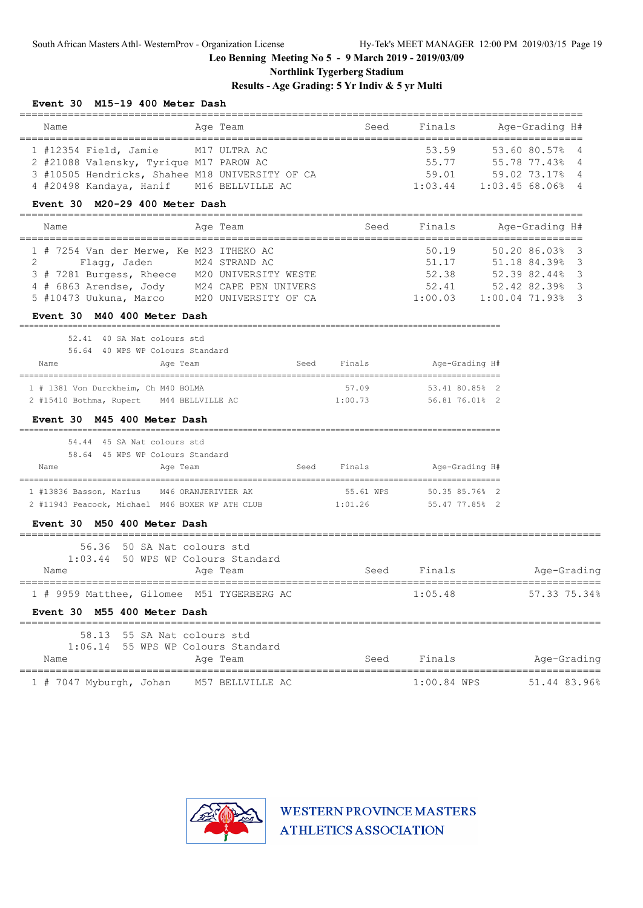**Leo Benning Meeting No 5 - 9 March 2019 - 2019/03/09**

**Northlink Tygerberg Stadium**

**Results - Age Grading: 5 Yr Indiv & 5 yr Multi**

### Event 30 M15-19 400 Meter Dash

| Place | # | Name | Age | Team | Seed | Finals | Age-Grading | | H# |
|---|---|---|---|---|---|---|---|---|---|
| 1 | #12354 | Field, Jamie | M17 | ULTRA AC | | 53.59 | 53.60 | 80.57% | 4 |
| 2 | #21088 | Valensky, Tyrique | M17 | PAROW AC | | 55.77 | 55.78 | 77.43% | 4 |
| 3 | #10505 | Hendricks, Shahee | M18 | UNIVERSITY OF CA | | 59.01 | 59.02 | 73.17% | 4 |
| 4 | #20498 | Kandaya, Hanif | M16 | BELLVILLE AC | | 1:03.44 | 1:03.45 | 68.06% | 4 |

### Event 30 M20-29 400 Meter Dash

| Place | # | Name | Age | Team | Seed | Finals | Age-Grading | | H# |
|---|---|---|---|---|---|---|---|---|---|
| 1 | # 7254 | Van der Merwe, Ke | M23 | ITHEKO AC | | 50.19 | 50.20 | 86.03% | 3 |
| 2 | | Flagg, Jaden | M24 | STRAND AC | | 51.17 | 51.18 | 84.39% | 3 |
| 3 | # 7281 | Burgess, Rheece | M20 | UNIVERSITY WESTE | | 52.38 | 52.39 | 82.44% | 3 |
| 4 | # 6863 | Arendse, Jody | M24 | CAPE PEN UNIVERS | | 52.41 | 52.42 | 82.39% | 3 |
| 5 | #10473 | Uukuna, Marco | M20 | UNIVERSITY OF CA | | 1:00.03 | 1:00.04 | 71.93% | 3 |

### Event 30 M40 400 Meter Dash

52.41 40 SA Nat colours std
56.64 40 WPS WP Colours Standard

| Place | # | Name | Age | Team | Seed | Finals | Age-Grading | | H# |
|---|---|---|---|---|---|---|---|---|---|
| 1 | # 1381 | Von Durckheim, Ch | M40 | BOLMA | | 57.09 | 53.41 | 80.85% | 2 |
| 2 | #15410 | Bothma, Rupert | M44 | BELLVILLE AC | | 1:00.73 | 56.81 | 76.01% | 2 |

### Event 30 M45 400 Meter Dash

54.44 45 SA Nat colours std
58.64 45 WPS WP Colours Standard

| Place | # | Name | Age | Team | Seed | Finals | Age-Grading | | H# |
|---|---|---|---|---|---|---|---|---|---|
| 1 | #13836 | Basson, Marius | M46 | ORANJERIVIER AK | | 55.61 WPS | 50.35 | 85.76% | 2 |
| 2 | #11943 | Peacock, Michael | M46 | BOXER WP ATH CLUB | | 1:01.26 | 55.47 | 77.85% | 2 |

### Event 30 M50 400 Meter Dash

56.36 50 SA Nat colours std
1:03.44 50 WPS WP Colours Standard

| Place | # | Name | Age | Team | Seed | Finals | Age-Grading | |
|---|---|---|---|---|---|---|---|---|
| 1 | # 9959 | Matthee, Gilomee | M51 | TYGERBERG AC | | 1:05.48 | 57.33 | 75.34% |

### Event 30 M55 400 Meter Dash

58.13 55 SA Nat colours std
1:06.14 55 WPS WP Colours Standard

| Place | # | Name | Age | Team | Seed | Finals | Age-Grading | |
|---|---|---|---|---|---|---|---|---|
| 1 | # 7047 | Myburgh, Johan | M57 | BELLVILLE AC | | 1:00.84 WPS | 51.44 | 83.96% |

WESTERN PROVINCE MASTERS ATHLETICS ASSOCIATION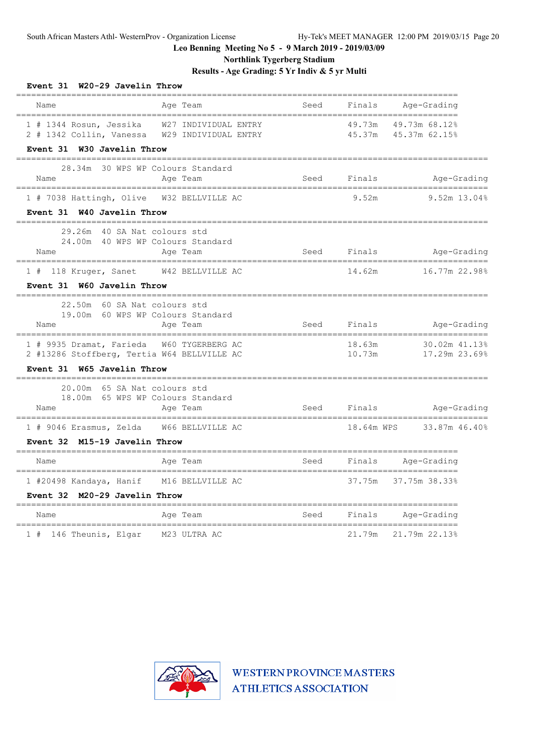# Leo Benning Meeting No 5 - 9 March 2019 - 2019/03/09

## Northlink Tygerberg Stadium

## Results - Age Grading: 5 Yr Indiv & 5 yr Multi

### Event 31 W20-29 Javelin Throw

| | Name | Age | Team | Seed | Finals | Age-Grading |
|---|---|---|---|---|---|---|
| 1 | # 1344 Rosun, Jessika | W27 | INDIVIDUAL ENTRY | | 49.73m | 49.73m 68.12% |
| 2 | # 1342 Collin, Vanessa | W29 | INDIVIDUAL ENTRY | | 45.37m | 45.37m 62.15% |

### Event 31 W30 Javelin Throw

28.34m 30 WPS WP Colours Standard

| | Name | Age | Team | Seed | Finals | Age-Grading |
|---|---|---|---|---|---|---|
| 1 | # 7038 Hattingh, Olive | W32 | BELLVILLE AC | | 9.52m | 9.52m 13.04% |

### Event 31 W40 Javelin Throw

29.26m 40 SA Nat colours std
24.00m 40 WPS WP Colours Standard

| | Name | Age | Team | Seed | Finals | Age-Grading |
|---|---|---|---|---|---|---|
| 1 | # 118 Kruger, Sanet | W42 | BELLVILLE AC | | 14.62m | 16.77m 22.98% |

### Event 31 W60 Javelin Throw

22.50m 60 SA Nat colours std
19.00m 60 WPS WP Colours Standard

| | Name | Age | Team | Seed | Finals | Age-Grading |
|---|---|---|---|---|---|---|
| 1 | # 9935 Dramat, Farieda | W60 | TYGERBERG AC | | 18.63m | 30.02m 41.13% |
| 2 | #13286 Stoffberg, Tertia | W64 | BELLVILLE AC | | 10.73m | 17.29m 23.69% |

### Event 31 W65 Javelin Throw

20.00m 65 SA Nat colours std
18.00m 65 WPS WP Colours Standard

| | Name | Age | Team | Seed | Finals | Age-Grading |
|---|---|---|---|---|---|---|
| 1 | # 9046 Erasmus, Zelda | W66 | BELLVILLE AC | | 18.64m WPS | 33.87m 46.40% |

### Event 32 M15-19 Javelin Throw

| | Name | Age | Team | Seed | Finals | Age-Grading |
|---|---|---|---|---|---|---|
| 1 | #20498 Kandaya, Hanif | M16 | BELLVILLE AC | | 37.75m | 37.75m 38.33% |

### Event 32 M20-29 Javelin Throw

| | Name | Age | Team | Seed | Finals | Age-Grading |
|---|---|---|---|---|---|---|
| 1 | # 146 Theunis, Elgar | M23 | ULTRA AC | | 21.79m | 21.79m 22.13% |

WESTERN PROVINCE MASTERS ATHLETICS ASSOCIATION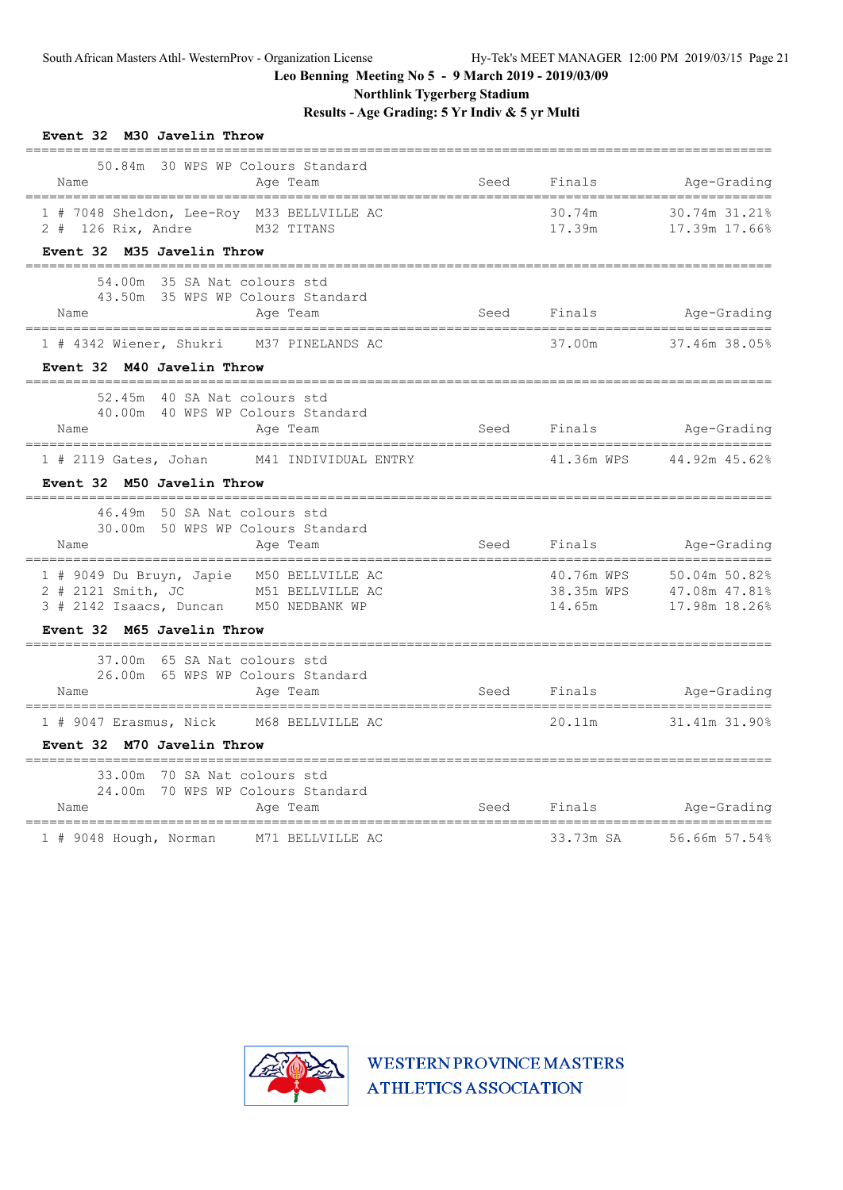## Leo Benning Meeting No 5 - 9 March 2019 - 2019/03/09

### Northlink Tygerberg Stadium

### Results - Age Grading: 5 Yr Indiv & 5 yr Multi

**Event 32 M30 Javelin Throw**

50.84m 30 WPS WP Colours Standard

| Place | Name | Age | Team | Seed | Finals | Age-Grading | |
|---|---|---|---|---|---|---|---|
| 1 | # 7048 Sheldon, Lee-Roy | M33 | BELLVILLE AC | | 30.74m | 30.74m | 31.21% |
| 2 | # 126 Rix, Andre | M32 | TITANS | | 17.39m | 17.39m | 17.66% |

**Event 32 M35 Javelin Throw**

54.00m 35 SA Nat colours std
43.50m 35 WPS WP Colours Standard

| Place | Name | Age | Team | Seed | Finals | Age-Grading | |
|---|---|---|---|---|---|---|---|
| 1 | # 4342 Wiener, Shukri | M37 | PINELANDS AC | | 37.00m | 37.46m | 38.05% |

**Event 32 M40 Javelin Throw**

52.45m 40 SA Nat colours std
40.00m 40 WPS WP Colours Standard

| Place | Name | Age | Team | Seed | Finals | Age-Grading | |
|---|---|---|---|---|---|---|---|
| 1 | # 2119 Gates, Johan | M41 | INDIVIDUAL ENTRY | | 41.36m WPS | 44.92m | 45.62% |

**Event 32 M50 Javelin Throw**

46.49m 50 SA Nat colours std
30.00m 50 WPS WP Colours Standard

| Place | Name | Age | Team | Seed | Finals | Age-Grading | |
|---|---|---|---|---|---|---|---|
| 1 | # 9049 Du Bruyn, Japie | M50 | BELLVILLE AC | | 40.76m WPS | 50.04m | 50.82% |
| 2 | # 2121 Smith, JC | M51 | BELLVILLE AC | | 38.35m WPS | 47.08m | 47.81% |
| 3 | # 2142 Isaacs, Duncan | M50 | NEDBANK WP | | 14.65m | 17.98m | 18.26% |

**Event 32 M65 Javelin Throw**

37.00m 65 SA Nat colours std
26.00m 65 WPS WP Colours Standard

| Place | Name | Age | Team | Seed | Finals | Age-Grading | |
|---|---|---|---|---|---|---|---|
| 1 | # 9047 Erasmus, Nick | M68 | BELLVILLE AC | | 20.11m | 31.41m | 31.90% |

**Event 32 M70 Javelin Throw**

33.00m 70 SA Nat colours std
24.00m 70 WPS WP Colours Standard

| Place | Name | Age | Team | Seed | Finals | Age-Grading | |
|---|---|---|---|---|---|---|---|
| 1 | # 9048 Hough, Norman | M71 | BELLVILLE AC | | 33.73m SA | 56.66m | 57.54% |

WESTERN PROVINCE MASTERS ATHLETICS ASSOCIATION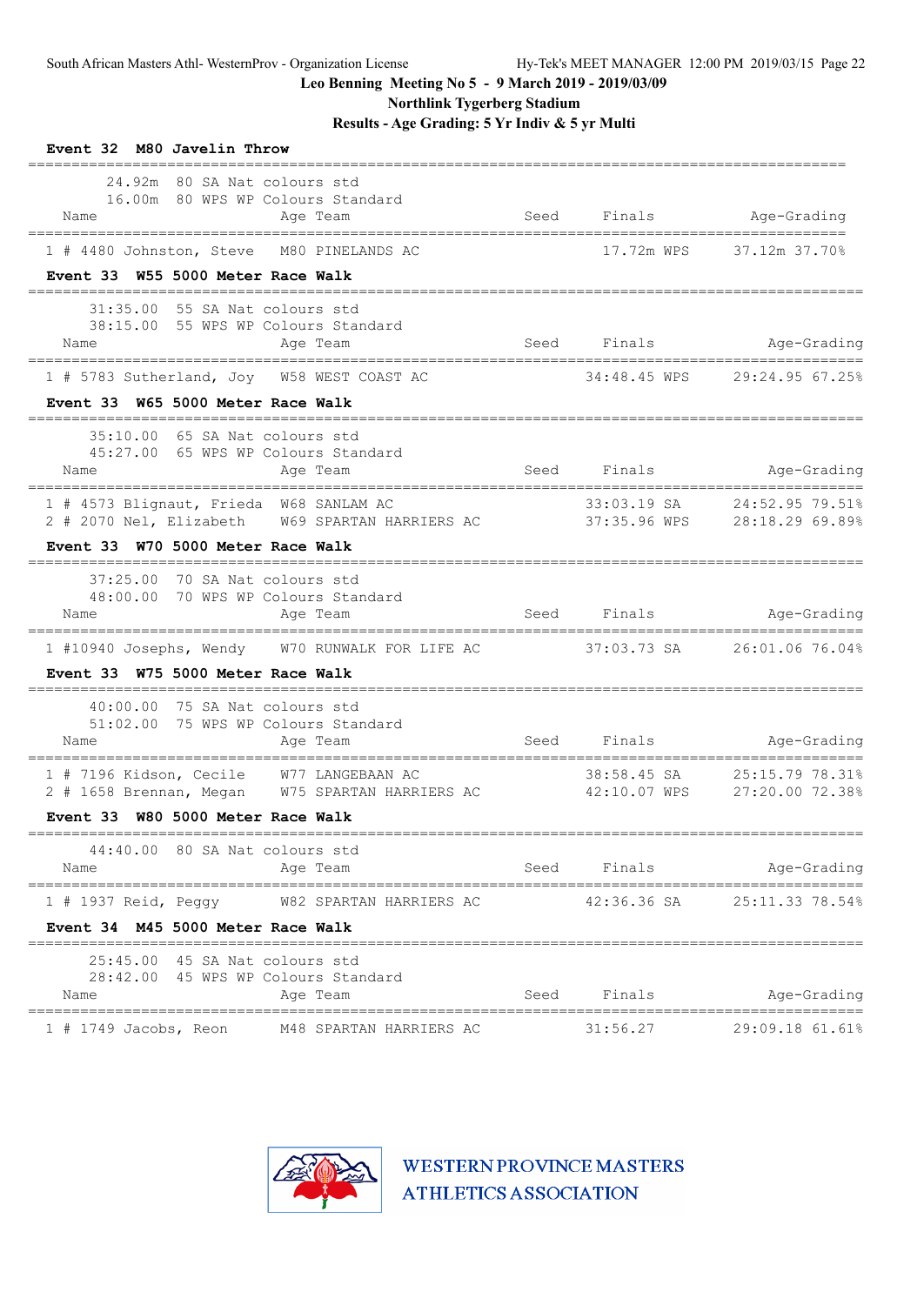**Leo Benning Meeting No 5 - 9 March 2019 - 2019/03/09**

**Northlink Tygerberg Stadium**

**Results - Age Grading: 5 Yr Indiv & 5 yr Multi**

### Event 32 M80 Javelin Throw

24.92m 80 SA Nat colours std
16.00m 80 WPS WP Colours Standard

| | Name | Age | Team | Seed | Finals | | Age-Grading |
|---|---|---|---|---|---|---|---|
| 1 | # 4480 Johnston, Steve | M80 | PINELANDS AC | | 17.72m | WPS | 37.12m 37.70% |

### Event 33 W55 5000 Meter Race Walk

31:35.00 55 SA Nat colours std
38:15.00 55 WPS WP Colours Standard

| | Name | Age | Team | Seed | Finals | | Age-Grading |
|---|---|---|---|---|---|---|---|
| 1 | # 5783 Sutherland, Joy | W58 | WEST COAST AC | | 34:48.45 | WPS | 29:24.95 67.25% |

### Event 33 W65 5000 Meter Race Walk

35:10.00 65 SA Nat colours std
45:27.00 65 WPS WP Colours Standard

| | Name | Age | Team | Seed | Finals | | Age-Grading |
|---|---|---|---|---|---|---|---|
| 1 | # 4573 Blignaut, Frieda | W68 | SANLAM AC | | 33:03.19 | SA | 24:52.95 79.51% |
| 2 | # 2070 Nel, Elizabeth | W69 | SPARTAN HARRIERS AC | | 37:35.96 | WPS | 28:18.29 69.89% |

### Event 33 W70 5000 Meter Race Walk

37:25.00 70 SA Nat colours std
48:00.00 70 WPS WP Colours Standard

| | Name | Age | Team | Seed | Finals | | Age-Grading |
|---|---|---|---|---|---|---|---|
| 1 | #10940 Josephs, Wendy | W70 | RUNWALK FOR LIFE AC | | 37:03.73 | SA | 26:01.06 76.04% |

### Event 33 W75 5000 Meter Race Walk

40:00.00 75 SA Nat colours std
51:02.00 75 WPS WP Colours Standard

| | Name | Age | Team | Seed | Finals | | Age-Grading |
|---|---|---|---|---|---|---|---|
| 1 | # 7196 Kidson, Cecile | W77 | LANGEBAAN AC | | 38:58.45 | SA | 25:15.79 78.31% |
| 2 | # 1658 Brennan, Megan | W75 | SPARTAN HARRIERS AC | | 42:10.07 | WPS | 27:20.00 72.38% |

### Event 33 W80 5000 Meter Race Walk

44:40.00 80 SA Nat colours std

| | Name | Age | Team | Seed | Finals | | Age-Grading |
|---|---|---|---|---|---|---|---|
| 1 | # 1937 Reid, Peggy | W82 | SPARTAN HARRIERS AC | | 42:36.36 | SA | 25:11.33 78.54% |

### Event 34 M45 5000 Meter Race Walk

25:45.00 45 SA Nat colours std
28:42.00 45 WPS WP Colours Standard

| | Name | Age | Team | Seed | Finals | | Age-Grading |
|---|---|---|---|---|---|---|---|
| 1 | # 1749 Jacobs, Reon | M48 | SPARTAN HARRIERS AC | | 31:56.27 | | 29:09.18 61.61% |

WESTERN PROVINCE MASTERS ATHLETICS ASSOCIATION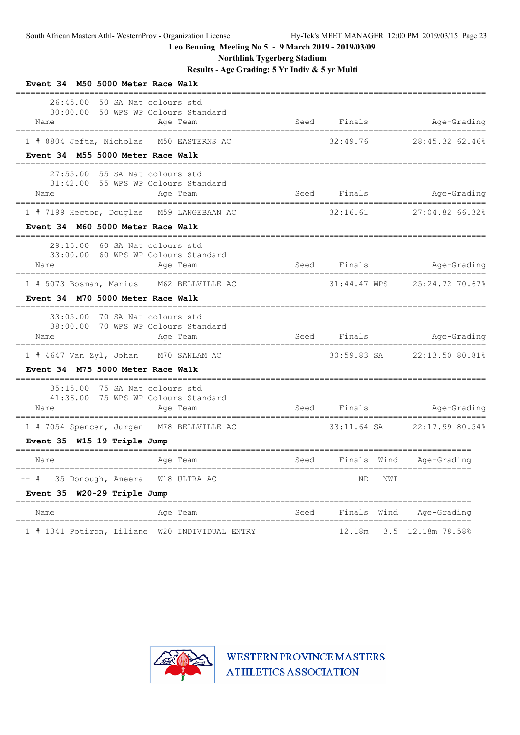Leo Benning Meeting No 5 - 9 March 2019 - 2019/03/09

Northlink Tygerberg Stadium

Results - Age Grading: 5 Yr Indiv & 5 yr Multi

### Event 34 M50 5000 Meter Race Walk

26:45.00 50 SA Nat colours std
30:00.00 50 WPS WP Colours Standard

| Place | Name | Age | Team | Seed | Finals | Age-Grading |
|---|---|---|---|---|---|---|
| 1 | # 8804 Jefta, Nicholas | M50 | EASTERNS AC | | 32:49.76 | 28:45.32 62.46% |

### Event 34 M55 5000 Meter Race Walk

27:55.00 55 SA Nat colours std
31:42.00 55 WPS WP Colours Standard

| Place | Name | Age | Team | Seed | Finals | Age-Grading |
|---|---|---|---|---|---|---|
| 1 | # 7199 Hector, Douglas | M59 | LANGEBAAN AC | | 32:16.61 | 27:04.82 66.32% |

### Event 34 M60 5000 Meter Race Walk

29:15.00 60 SA Nat colours std
33:00.00 60 WPS WP Colours Standard

| Place | Name | Age | Team | Seed | Finals | Age-Grading |
|---|---|---|---|---|---|---|
| 1 | # 5073 Bosman, Marius | M62 | BELLVILLE AC | | 31:44.47 WPS | 25:24.72 70.67% |

### Event 34 M70 5000 Meter Race Walk

33:05.00 70 SA Nat colours std
38:00.00 70 WPS WP Colours Standard

| Place | Name | Age | Team | Seed | Finals | Age-Grading |
|---|---|---|---|---|---|---|
| 1 | # 4647 Van Zyl, Johan | M70 | SANLAM AC | | 30:59.83 SA | 22:13.50 80.81% |

### Event 34 M75 5000 Meter Race Walk

35:15.00 75 SA Nat colours std
41:36.00 75 WPS WP Colours Standard

| Place | Name | Age | Team | Seed | Finals | Age-Grading |
|---|---|---|---|---|---|---|
| 1 | # 7054 Spencer, Jurgen | M78 | BELLVILLE AC | | 33:11.64 SA | 22:17.99 80.54% |

### Event 35 W15-19 Triple Jump

| Place | Name | Age | Team | Seed | Finals | Wind | Age-Grading |
|---|---|---|---|---|---|---|---|
| -- | # 35 Donough, Ameera | W18 | ULTRA AC | | ND | NWI | |

### Event 35 W20-29 Triple Jump

| Place | Name | Age | Team | Seed | Finals | Wind | Age-Grading |
|---|---|---|---|---|---|---|---|
| 1 | # 1341 Potiron, Liliane | W20 | INDIVIDUAL ENTRY | | 12.18m | 3.5 | 12.18m 78.58% |

WESTERN PROVINCE MASTERS ATHLETICS ASSOCIATION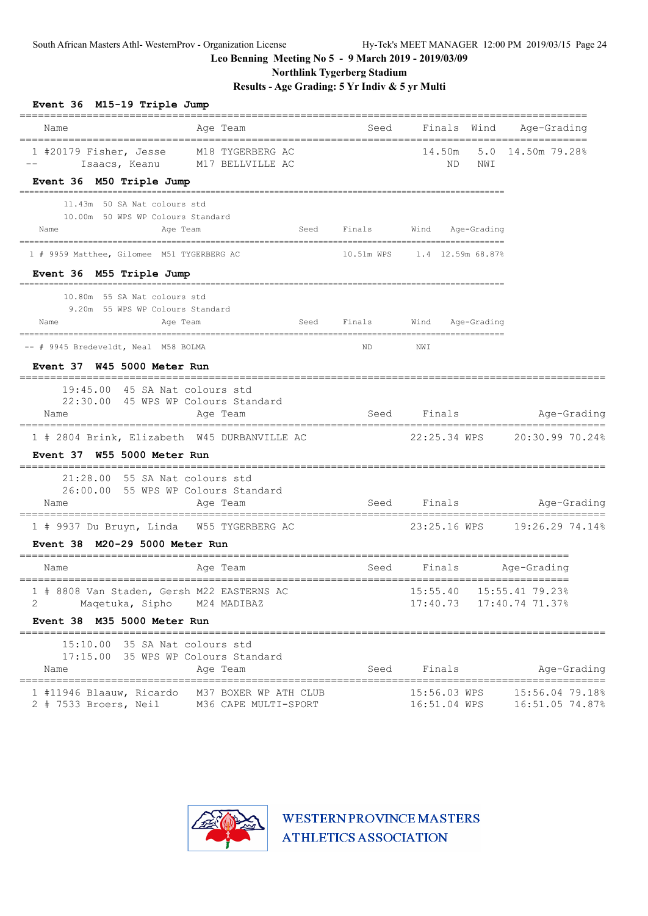South African Masters Athl- WesternProv - Organization License Hy-Tek's MEET MANAGER 12:00 PM 2019/03/15 Page 24

**Leo Benning Meeting No 5 - 9 March 2019 - 2019/03/09**

**Northlink Tygerberg Stadium**

**Results - Age Grading: 5 Yr Indiv & 5 yr Multi**

### Event 36 M15-19 Triple Jump

| Place | Name | Age | Team | Seed | Finals | Wind | Age-Grading |
|---|---|---|---|---|---|---|---|
| 1 | #20179 Fisher, Jesse | M18 | TYGERBERG AC | | 14.50m | 5.0 | 14.50m 79.28% |
| -- | Isaacs, Keanu | M17 | BELLVILLE AC | | ND | NWI | |

### Event 36 M50 Triple Jump

11.43m 50 SA Nat colours std
10.00m 50 WPS WP Colours Standard

| Place | Name | Age | Team | Seed | Finals | Wind | Age-Grading |
|---|---|---|---|---|---|---|---|
| 1 | # 9959 Matthee, Gilomee | M51 | TYGERBERG AC | | 10.51m WPS | 1.4 | 12.59m 68.87% |

### Event 36 M55 Triple Jump

10.80m 55 SA Nat colours std
9.20m 55 WPS WP Colours Standard

| Place | Name | Age | Team | Seed | Finals | Wind | Age-Grading |
|---|---|---|---|---|---|---|---|
| -- | # 9945 Bredeveldt, Neal | M58 | BOLMA | | ND | NWI | |

### Event 37 W45 5000 Meter Run

19:45.00 45 SA Nat colours std
22:30.00 45 WPS WP Colours Standard

| Place | Name | Age | Team | Seed | Finals | Age-Grading |
|---|---|---|---|---|---|---|
| 1 | # 2804 Brink, Elizabeth | W45 | DURBANVILLE AC | | 22:25.34 WPS | 20:30.99 70.24% |

### Event 37 W55 5000 Meter Run

21:28.00 55 SA Nat colours std
26:00.00 55 WPS WP Colours Standard

| Place | Name | Age | Team | Seed | Finals | Age-Grading |
|---|---|---|---|---|---|---|
| 1 | # 9937 Du Bruyn, Linda | W55 | TYGERBERG AC | | 23:25.16 WPS | 19:26.29 74.14% |

### Event 38 M20-29 5000 Meter Run

| Place | Name | Age | Team | Seed | Finals | Age-Grading |
|---|---|---|---|---|---|---|
| 1 | # 8808 Van Staden, Gersh | M22 | EASTERNS AC | | 15:55.40 | 15:55.41 79.23% |
| 2 | Maqetuka, Sipho | M24 | MADIBAZ | | 17:40.73 | 17:40.74 71.37% |

### Event 38 M35 5000 Meter Run

15:10.00 35 SA Nat colours std
17:15.00 35 WPS WP Colours Standard

| Place | Name | Age | Team | Seed | Finals | Age-Grading |
|---|---|---|---|---|---|---|
| 1 | #11946 Blaauw, Ricardo | M37 | BOXER WP ATH CLUB | | 15:56.03 WPS | 15:56.04 79.18% |
| 2 | # 7533 Broers, Neil | M36 | CAPE MULTI-SPORT | | 16:51.04 WPS | 16:51.05 74.87% |

WESTERN PROVINCE MASTERS ATHLETICS ASSOCIATION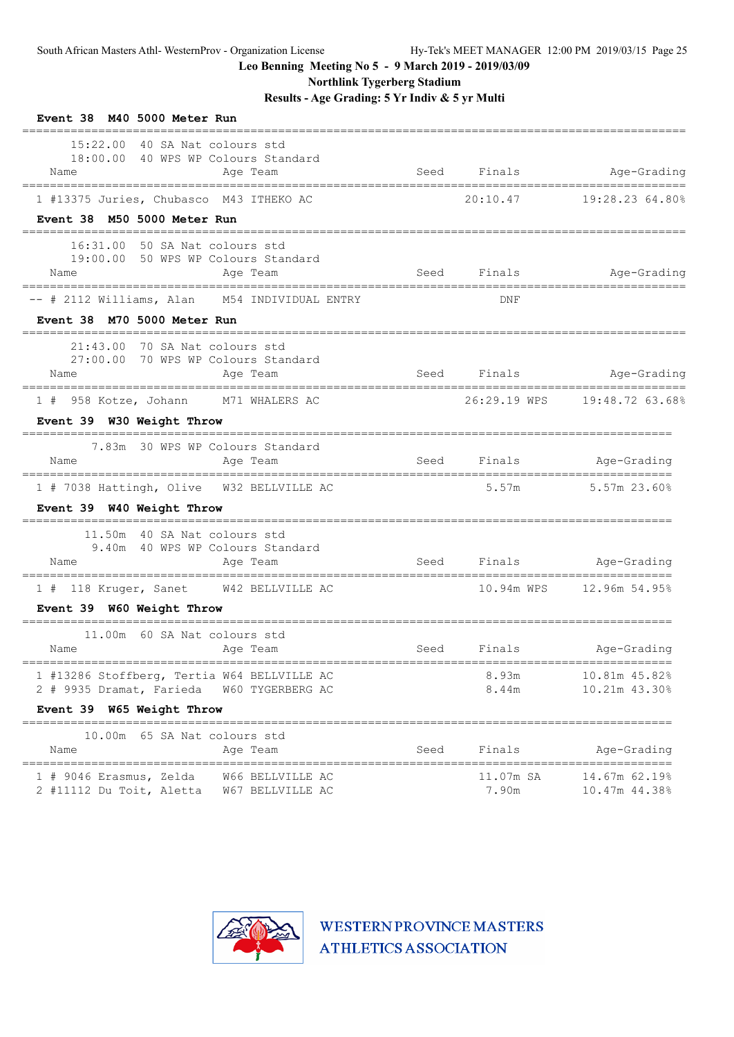Leo Benning Meeting No 5 - 9 March 2019 - 2019/03/09
Northlink Tygerberg Stadium
Results - Age Grading: 5 Yr Indiv & 5 yr Multi

**Event 38 M40 5000 Meter Run**

15:22.00 40 SA Nat colours std
18:00.00 40 WPS WP Colours Standard

| | Name | Age | Team | Seed | Finals | Age-Grading |
|---|---|---|---|---|---|---|
| 1 | #13375 Juries, Chubasco | M43 | ITHEKO AC | | 20:10.47 | 19:28.23 64.80% |

**Event 38 M50 5000 Meter Run**

16:31.00 50 SA Nat colours std
19:00.00 50 WPS WP Colours Standard

| | Name | Age | Team | Seed | Finals | Age-Grading |
|---|---|---|---|---|---|---|
| -- | # 2112 Williams, Alan | M54 | INDIVIDUAL ENTRY | | DNF | |

**Event 38 M70 5000 Meter Run**

21:43.00 70 SA Nat colours std
27:00.00 70 WPS WP Colours Standard

| | Name | Age | Team | Seed | Finals | Age-Grading |
|---|---|---|---|---|---|---|
| 1 | # 958 Kotze, Johann | M71 | WHALERS AC | | 26:29.19 WPS | 19:48.72 63.68% |

**Event 39 W30 Weight Throw**

7.83m 30 WPS WP Colours Standard

| | Name | Age | Team | Seed | Finals | Age-Grading |
|---|---|---|---|---|---|---|
| 1 | # 7038 Hattingh, Olive | W32 | BELLVILLE AC | | 5.57m | 5.57m 23.60% |

**Event 39 W40 Weight Throw**

11.50m 40 SA Nat colours std
9.40m 40 WPS WP Colours Standard

| | Name | Age | Team | Seed | Finals | Age-Grading |
|---|---|---|---|---|---|---|
| 1 | # 118 Kruger, Sanet | W42 | BELLVILLE AC | | 10.94m WPS | 12.96m 54.95% |

**Event 39 W60 Weight Throw**

11.00m 60 SA Nat colours std

| | Name | Age | Team | Seed | Finals | Age-Grading |
|---|---|---|---|---|---|---|
| 1 | #13286 Stoffberg, Tertia | W64 | BELLVILLE AC | | 8.93m | 10.81m 45.82% |
| 2 | # 9935 Dramat, Farieda | W60 | TYGERBERG AC | | 8.44m | 10.21m 43.30% |

**Event 39 W65 Weight Throw**

10.00m 65 SA Nat colours std

| | Name | Age | Team | Seed | Finals | Age-Grading |
|---|---|---|---|---|---|---|
| 1 | # 9046 Erasmus, Zelda | W66 | BELLVILLE AC | | 11.07m SA | 14.67m 62.19% |
| 2 | #11112 Du Toit, Aletta | W67 | BELLVILLE AC | | 7.90m | 10.47m 44.38% |

WESTERN PROVINCE MASTERS ATHLETICS ASSOCIATION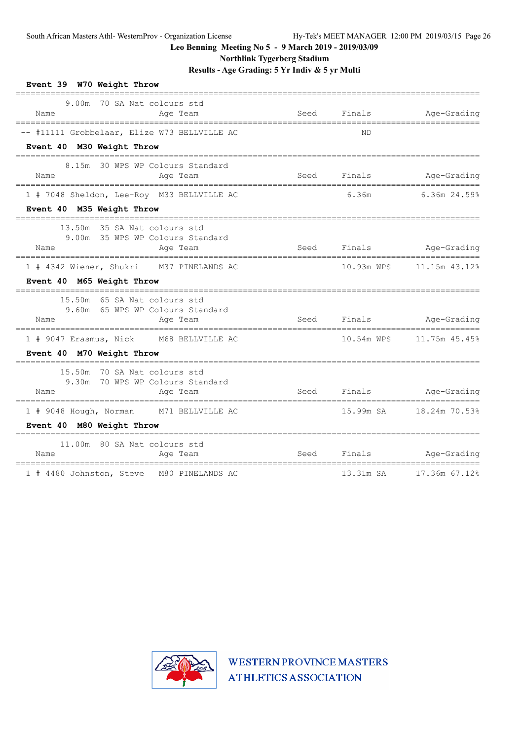Leo Benning Meeting No 5 - 9 March 2019 - 2019/03/09

Northlink Tygerberg Stadium

Results - Age Grading: 5 Yr Indiv & 5 yr Multi

**Event 39 W70 Weight Throw**

9.00m 70 SA Nat colours std

| Name | Age | Team | Seed | Finals | Age-Grading |
|---|---|---|---|---|---|
| -- #11111 Grobbelaar, Elize | W73 | BELLVILLE AC | | ND | |

**Event 40 M30 Weight Throw**

8.15m 30 WPS WP Colours Standard

| Name | Age | Team | Seed | Finals | Age-Grading |
|---|---|---|---|---|---|
| 1 # 7048 Sheldon, Lee-Roy | M33 | BELLVILLE AC | | 6.36m | 6.36m 24.59% |

**Event 40 M35 Weight Throw**

13.50m 35 SA Nat colours std
9.00m 35 WPS WP Colours Standard

| Name | Age | Team | Seed | Finals | Age-Grading |
|---|---|---|---|---|---|
| 1 # 4342 Wiener, Shukri | M37 | PINELANDS AC | | 10.93m WPS | 11.15m 43.12% |

**Event 40 M65 Weight Throw**

15.50m 65 SA Nat colours std
9.60m 65 WPS WP Colours Standard

| Name | Age | Team | Seed | Finals | Age-Grading |
|---|---|---|---|---|---|
| 1 # 9047 Erasmus, Nick | M68 | BELLVILLE AC | | 10.54m WPS | 11.75m 45.45% |

**Event 40 M70 Weight Throw**

15.50m 70 SA Nat colours std
9.30m 70 WPS WP Colours Standard

| Name | Age | Team | Seed | Finals | Age-Grading |
|---|---|---|---|---|---|
| 1 # 9048 Hough, Norman | M71 | BELLVILLE AC | | 15.99m SA | 18.24m 70.53% |

**Event 40 M80 Weight Throw**

11.00m 80 SA Nat colours std

| Name | Age | Team | Seed | Finals | Age-Grading |
|---|---|---|---|---|---|
| 1 # 4480 Johnston, Steve | M80 | PINELANDS AC | | 13.31m SA | 17.36m 67.12% |

WESTERN PROVINCE MASTERS ATHLETICS ASSOCIATION